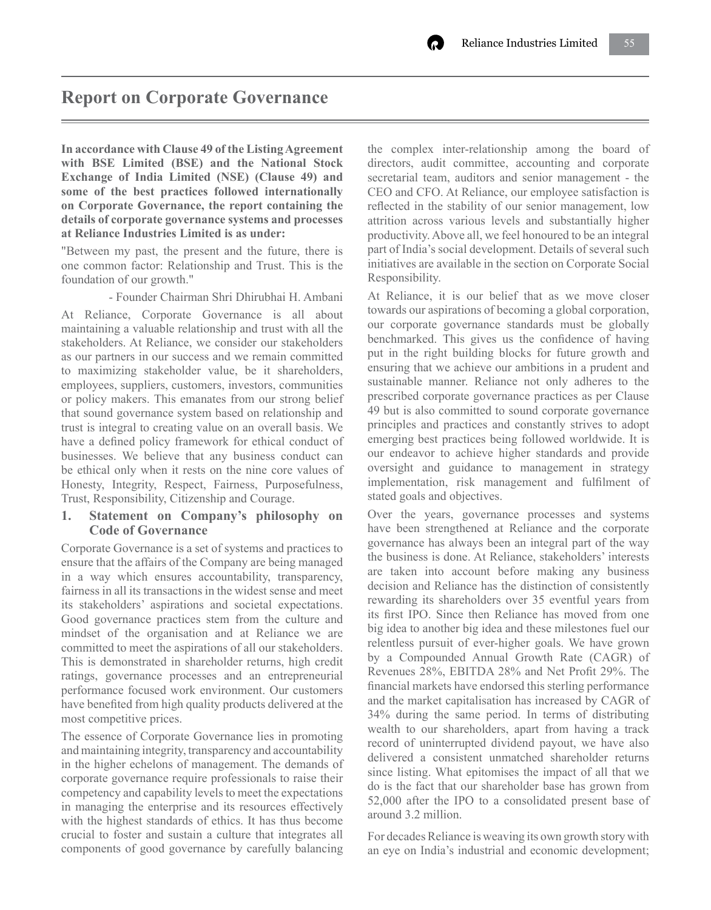# Report on Corporate Governance

**In accordance with Clause 49 of the Listing Agreement with BSE Limited (BSE) and the National Stock Exchange of India Limited (NSE) (Clause 49) and some of the best practices followed internationally on Corporate Governance, the report containing the details of corporate governance systems and processes at Reliance Industries Limited is as under:**

"Between my past, the present and the future, there is one common factor: Relationship and Trust. This is the foundation of our growth."

- Founder Chairman Shri Dhirubhai H. Ambani

At Reliance, Corporate Governance is all about maintaining a valuable relationship and trust with all the stakeholders. At Reliance, we consider our stakeholders as our partners in our success and we remain committed to maximizing stakeholder value, be it shareholders, employees, suppliers, customers, investors, communities or policy makers. This emanates from our strong belief that sound governance system based on relationship and trust is integral to creating value on an overall basis. We have a defined policy framework for ethical conduct of businesses. We believe that any business conduct can be ethical only when it rests on the nine core values of Honesty, Integrity, Respect, Fairness, Purposefulness, Trust, Responsibility, Citizenship and Courage.

## 1. Statement on Company's philosophy on Code of Governance

Corporate Governance is a set of systems and practices to ensure that the affairs of the Company are being managed in a way which ensures accountability, transparency, fairness in all its transactions in the widest sense and meet its stakeholders' aspirations and societal expectations. Good governance practices stem from the culture and mindset of the organisation and at Reliance we are committed to meet the aspirations of all our stakeholders. This is demonstrated in shareholder returns, high credit ratings, governance processes and an entrepreneurial performance focused work environment. Our customers have benefited from high quality products delivered at the most competitive prices.

The essence of Corporate Governance lies in promoting and maintaining integrity, transparency and accountability in the higher echelons of management. The demands of corporate governance require professionals to raise their competency and capability levels to meet the expectations in managing the enterprise and its resources effectively with the highest standards of ethics. It has thus become crucial to foster and sustain a culture that integrates all components of good governance by carefully balancing the complex inter-relationship among the board of directors, audit committee, accounting and corporate secretarial team, auditors and senior management - the CEO and CFO. At Reliance, our employee satisfaction is reflected in the stability of our senior management, low attrition across various levels and substantially higher productivity. Above all, we feel honoured to be an integral part of India's social development. Details of several such initiatives are available in the section on Corporate Social Responsibility.

At Reliance, it is our belief that as we move closer towards our aspirations of becoming a global corporation, our corporate governance standards must be globally benchmarked. This gives us the confidence of having put in the right building blocks for future growth and ensuring that we achieve our ambitions in a prudent and sustainable manner. Reliance not only adheres to the prescribed corporate governance practices as per Clause 49 but is also committed to sound corporate governance principles and practices and constantly strives to adopt emerging best practices being followed worldwide. It is our endeavor to achieve higher standards and provide oversight and guidance to management in strategy implementation, risk management and fulfilment of stated goals and objectives.

Over the years, governance processes and systems have been strengthened at Reliance and the corporate governance has always been an integral part of the way the business is done. At Reliance, stakeholders' interests are taken into account before making any business decision and Reliance has the distinction of consistently rewarding its shareholders over 35 eventful years from its first IPO. Since then Reliance has moved from one big idea to another big idea and these milestones fuel our relentless pursuit of ever-higher goals. We have grown by a Compounded Annual Growth Rate (CAGR) of Revenues 28%, EBITDA 28% and Net Profit 29%. The financial markets have endorsed this sterling performance and the market capitalisation has increased by CAGR of 34% during the same period. In terms of distributing wealth to our shareholders, apart from having a track record of uninterrupted dividend payout, we have also delivered a consistent unmatched shareholder returns since listing. What epitomises the impact of all that we do is the fact that our shareholder base has grown from 52,000 after the IPO to a consolidated present base of around 3.2 million.

For decades Reliance is weaving its own growth story with an eye on India's industrial and economic development;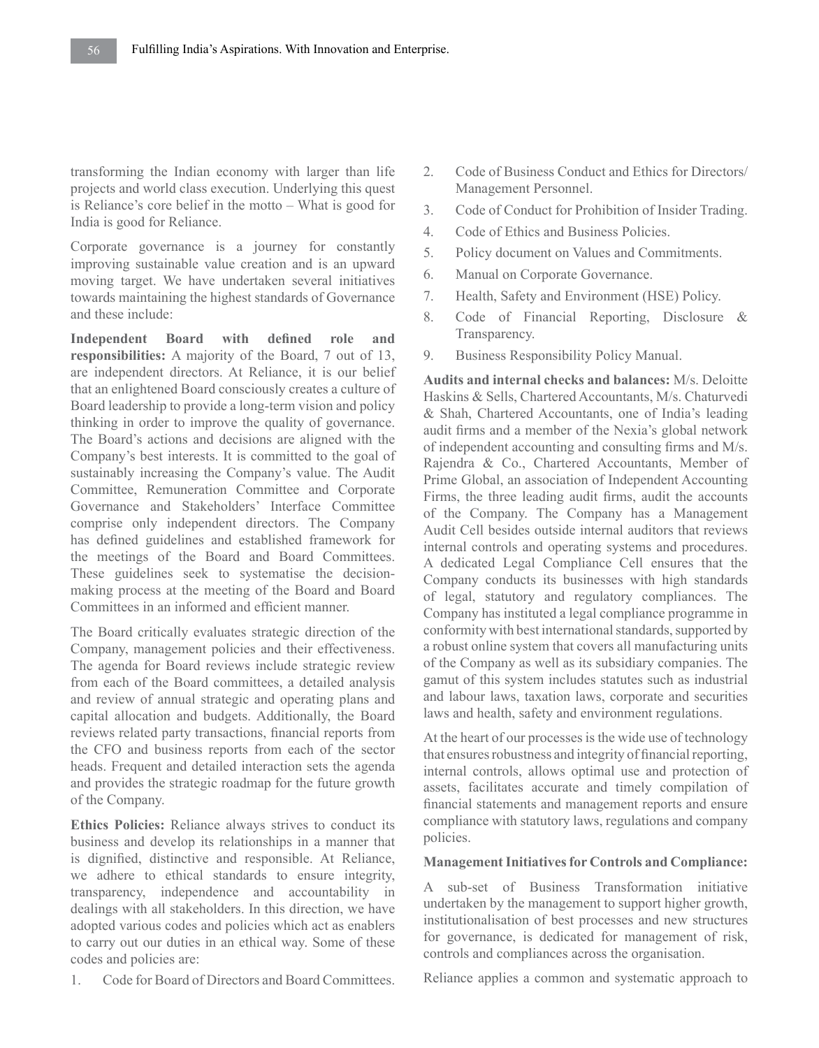transforming the Indian economy with larger than life projects and world class execution. Underlying this quest is Reliance's core belief in the motto – What is good for India is good for Reliance.

Corporate governance is a journey for constantly improving sustainable value creation and is an upward moving target. We have undertaken several initiatives towards maintaining the highest standards of Governance and these include:

**Independent Board with defined role and responsibilities:** A majority of the Board, 7 out of 13, are independent directors. At Reliance, it is our belief that an enlightened Board consciously creates a culture of Board leadership to provide a long-term vision and policy thinking in order to improve the quality of governance. The Board's actions and decisions are aligned with the Company's best interests. It is committed to the goal of sustainably increasing the Company's value. The Audit Committee, Remuneration Committee and Corporate Governance and Stakeholders' Interface Committee comprise only independent directors. The Company has defined guidelines and established framework for the meetings of the Board and Board Committees. These guidelines seek to systematise the decision-making process at the meeting of the Board and Board Committees in an informed and efficient manner.

The Board critically evaluates strategic direction of the Company, management policies and their effectiveness. The agenda for Board reviews include strategic review from each of the Board committees, a detailed analysis and review of annual strategic and operating plans and capital allocation and budgets. Additionally, the Board reviews related party transactions, financial reports from the CFO and business reports from each of the sector heads. Frequent and detailed interaction sets the agenda and provides the strategic roadmap for the future growth of the Company.

**Ethics Policies:** Reliance always strives to conduct its business and develop its relationships in a manner that is dignified, distinctive and responsible. At Reliance, we adhere to ethical standards to ensure integrity, transparency, independence and accountability in dealings with all stakeholders. In this direction, we have adopted various codes and policies which act as enablers to carry out our duties in an ethical way. Some of these codes and policies are:

1. Code for Board of Directors and Board Committees.
2. Code of Business Conduct and Ethics for Directors/ Management Personnel.
3. Code of Conduct for Prohibition of Insider Trading.
4. Code of Ethics and Business Policies.
5. Policy document on Values and Commitments.
6. Manual on Corporate Governance.
7. Health, Safety and Environment (HSE) Policy.
8. Code of Financial Reporting, Disclosure & Transparency.
9. Business Responsibility Policy Manual.

**Audits and internal checks and balances:** M/s. Deloitte Haskins & Sells, Chartered Accountants, M/s. Chaturvedi & Shah, Chartered Accountants, one of India's leading audit firms and a member of the Nexia's global network of independent accounting and consulting firms and M/s. Rajendra & Co., Chartered Accountants, Member of Prime Global, an association of Independent Accounting Firms, the three leading audit firms, audit the accounts of the Company. The Company has a Management Audit Cell besides outside internal auditors that reviews internal controls and operating systems and procedures. A dedicated Legal Compliance Cell ensures that the Company conducts its businesses with high standards of legal, statutory and regulatory compliances. The Company has instituted a legal compliance programme in conformity with best international standards, supported by a robust online system that covers all manufacturing units of the Company as well as its subsidiary companies. The gamut of this system includes statutes such as industrial and labour laws, taxation laws, corporate and securities laws and health, safety and environment regulations.

At the heart of our processes is the wide use of technology that ensures robustness and integrity of financial reporting, internal controls, allows optimal use and protection of assets, facilitates accurate and timely compilation of financial statements and management reports and ensure compliance with statutory laws, regulations and company policies.

**Management Initiatives for Controls and Compliance:**

A sub-set of Business Transformation initiative undertaken by the management to support higher growth, institutionalisation of best processes and new structures for governance, is dedicated for management of risk, controls and compliances across the organisation.

Reliance applies a common and systematic approach to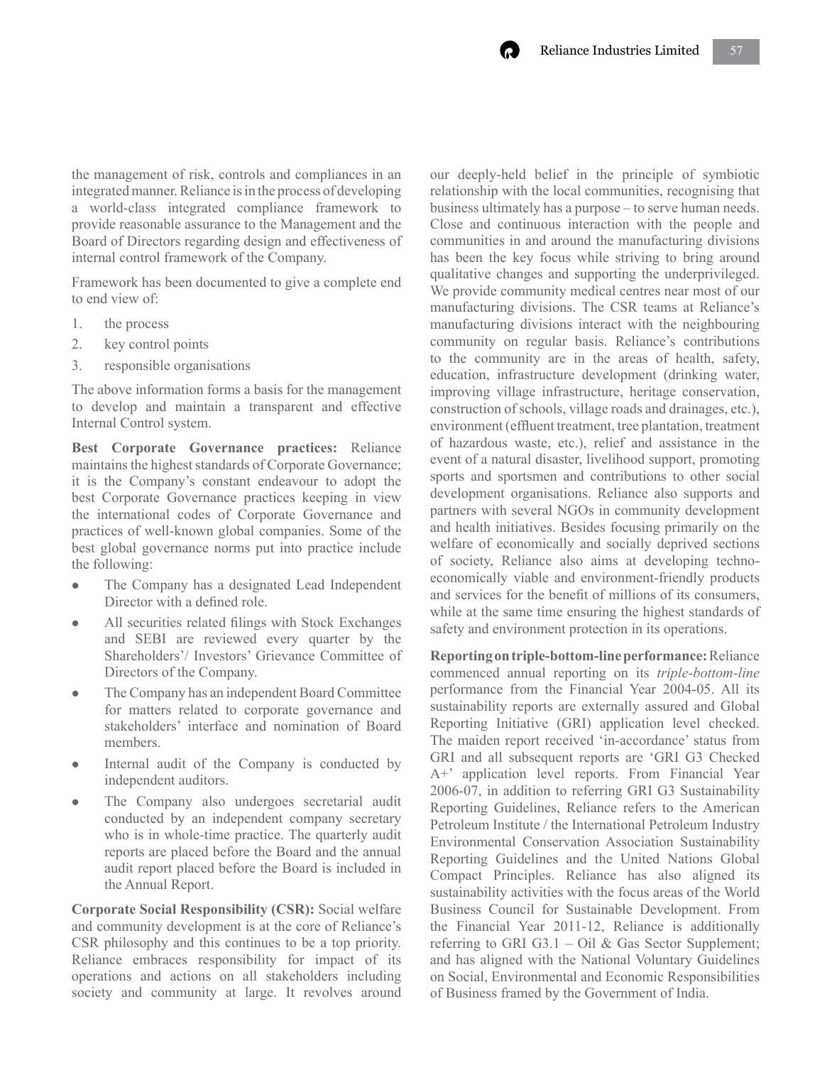the management of risk, controls and compliances in an integrated manner. Reliance is in the process of developing a world-class integrated compliance framework to provide reasonable assurance to the Management and the Board of Directors regarding design and effectiveness of internal control framework of the Company.

Framework has been documented to give a complete end to end view of:

1. the process
2. key control points
3. responsible organisations

The above information forms a basis for the management to develop and maintain a transparent and effective Internal Control system.

**Best Corporate Governance practices:** Reliance maintains the highest standards of Corporate Governance; it is the Company's constant endeavour to adopt the best Corporate Governance practices keeping in view the international codes of Corporate Governance and practices of well-known global companies. Some of the best global governance norms put into practice include the following:

- The Company has a designated Lead Independent Director with a defined role.
- All securities related filings with Stock Exchanges and SEBI are reviewed every quarter by the Shareholders'/ Investors' Grievance Committee of Directors of the Company.
- The Company has an independent Board Committee for matters related to corporate governance and stakeholders' interface and nomination of Board members.
- Internal audit of the Company is conducted by independent auditors.
- The Company also undergoes secretarial audit conducted by an independent company secretary who is in whole-time practice. The quarterly audit reports are placed before the Board and the annual audit report placed before the Board is included in the Annual Report.

**Corporate Social Responsibility (CSR):** Social welfare and community development is at the core of Reliance's CSR philosophy and this continues to be a top priority. Reliance embraces responsibility for impact of its operations and actions on all stakeholders including society and community at large. It revolves around our deeply-held belief in the principle of symbiotic relationship with the local communities, recognising that business ultimately has a purpose – to serve human needs. Close and continuous interaction with the people and communities in and around the manufacturing divisions has been the key focus while striving to bring around qualitative changes and supporting the underprivileged. We provide community medical centres near most of our manufacturing divisions. The CSR teams at Reliance's manufacturing divisions interact with the neighbouring community on regular basis. Reliance's contributions to the community are in the areas of health, safety, education, infrastructure development (drinking water, improving village infrastructure, heritage conservation, construction of schools, village roads and drainages, etc.), environment (effluent treatment, tree plantation, treatment of hazardous waste, etc.), relief and assistance in the event of a natural disaster, livelihood support, promoting sports and sportsmen and contributions to other social development organisations. Reliance also supports and partners with several NGOs in community development and health initiatives. Besides focusing primarily on the welfare of economically and socially deprived sections of society, Reliance also aims at developing techno-economically viable and environment-friendly products and services for the benefit of millions of its consumers, while at the same time ensuring the highest standards of safety and environment protection in its operations.

**Reporting on triple-bottom-line performance:** Reliance commenced annual reporting on its *triple-bottom-line* performance from the Financial Year 2004-05. All its sustainability reports are externally assured and Global Reporting Initiative (GRI) application level checked. The maiden report received 'in-accordance' status from GRI and all subsequent reports are 'GRI G3 Checked A+' application level reports. From Financial Year 2006-07, in addition to referring GRI G3 Sustainability Reporting Guidelines, Reliance refers to the American Petroleum Institute / the International Petroleum Industry Environmental Conservation Association Sustainability Reporting Guidelines and the United Nations Global Compact Principles. Reliance has also aligned its sustainability activities with the focus areas of the World Business Council for Sustainable Development. From the Financial Year 2011-12, Reliance is additionally referring to GRI G3.1 – Oil & Gas Sector Supplement; and has aligned with the National Voluntary Guidelines on Social, Environmental and Economic Responsibilities of Business framed by the Government of India.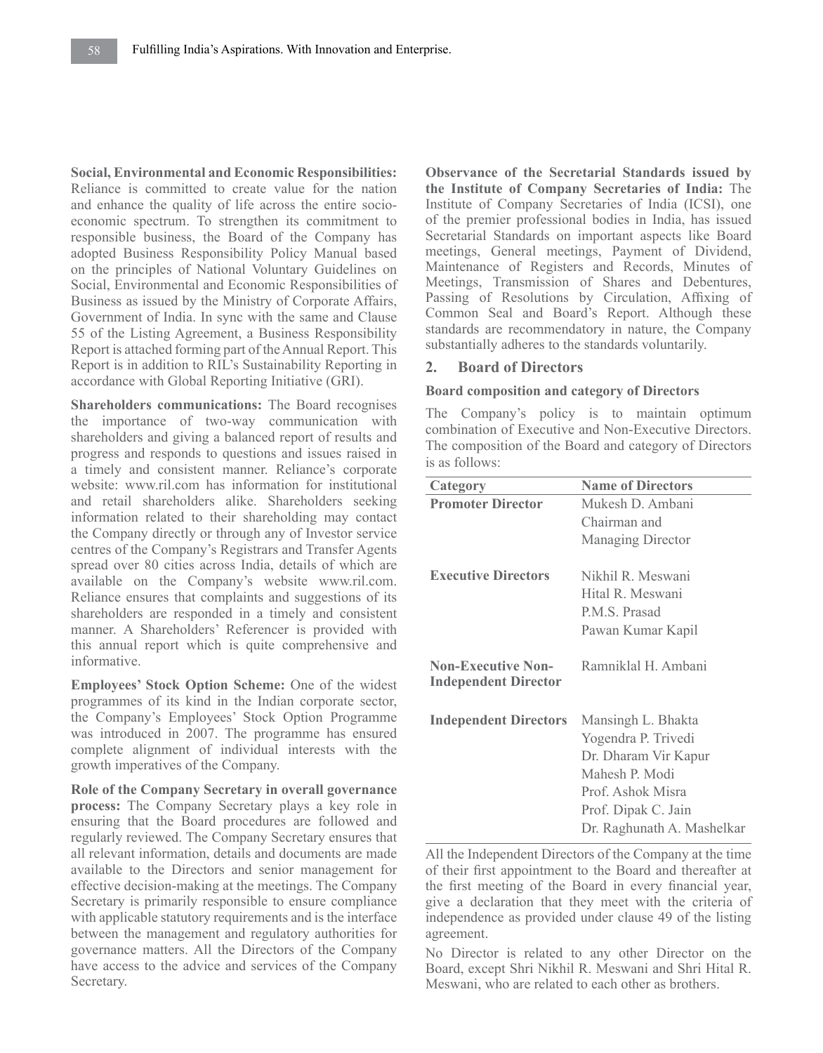**Social, Environmental and Economic Responsibilities:** Reliance is committed to create value for the nation and enhance the quality of life across the entire socio-economic spectrum. To strengthen its commitment to responsible business, the Board of the Company has adopted Business Responsibility Policy Manual based on the principles of National Voluntary Guidelines on Social, Environmental and Economic Responsibilities of Business as issued by the Ministry of Corporate Affairs, Government of India. In sync with the same and Clause 55 of the Listing Agreement, a Business Responsibility Report is attached forming part of the Annual Report. This Report is in addition to RIL's Sustainability Reporting in accordance with Global Reporting Initiative (GRI).

**Shareholders communications:** The Board recognises the importance of two-way communication with shareholders and giving a balanced report of results and progress and responds to questions and issues raised in a timely and consistent manner. Reliance's corporate website: www.ril.com has information for institutional and retail shareholders alike. Shareholders seeking information related to their shareholding may contact the Company directly or through any of Investor service centres of the Company's Registrars and Transfer Agents spread over 80 cities across India, details of which are available on the Company's website www.ril.com. Reliance ensures that complaints and suggestions of its shareholders are responded in a timely and consistent manner. A Shareholders' Referencer is provided with this annual report which is quite comprehensive and informative.

**Employees' Stock Option Scheme:** One of the widest programmes of its kind in the Indian corporate sector, the Company's Employees' Stock Option Programme was introduced in 2007. The programme has ensured complete alignment of individual interests with the growth imperatives of the Company.

**Role of the Company Secretary in overall governance process:** The Company Secretary plays a key role in ensuring that the Board procedures are followed and regularly reviewed. The Company Secretary ensures that all relevant information, details and documents are made available to the Directors and senior management for effective decision-making at the meetings. The Company Secretary is primarily responsible to ensure compliance with applicable statutory requirements and is the interface between the management and regulatory authorities for governance matters. All the Directors of the Company have access to the advice and services of the Company Secretary.

**Observance of the Secretarial Standards issued by the Institute of Company Secretaries of India:** The Institute of Company Secretaries of India (ICSI), one of the premier professional bodies in India, has issued Secretarial Standards on important aspects like Board meetings, General meetings, Payment of Dividend, Maintenance of Registers and Records, Minutes of Meetings, Transmission of Shares and Debentures, Passing of Resolutions by Circulation, Affixing of Common Seal and Board's Report. Although these standards are recommendatory in nature, the Company substantially adheres to the standards voluntarily.

## 2. Board of Directors

### Board composition and category of Directors

The Company's policy is to maintain optimum combination of Executive and Non-Executive Directors. The composition of the Board and category of Directors is as follows:

| Category | Name of Directors |
|---|---|
| **Promoter Director** | Mukesh D. Ambani<br>Chairman and<br>Managing Director |
| **Executive Directors** | Nikhil R. Meswani<br>Hital R. Meswani<br>P.M.S. Prasad<br>Pawan Kumar Kapil |
| **Non-Executive Non-Independent Director** | Ramniklal H. Ambani |
| **Independent Directors** | Mansingh L. Bhakta<br>Yogendra P. Trivedi<br>Dr. Dharam Vir Kapur<br>Mahesh P. Modi<br>Prof. Ashok Misra<br>Prof. Dipak C. Jain<br>Dr. Raghunath A. Mashelkar |

All the Independent Directors of the Company at the time of their first appointment to the Board and thereafter at the first meeting of the Board in every financial year, give a declaration that they meet with the criteria of independence as provided under clause 49 of the listing agreement.

No Director is related to any other Director on the Board, except Shri Nikhil R. Meswani and Shri Hital R. Meswani, who are related to each other as brothers.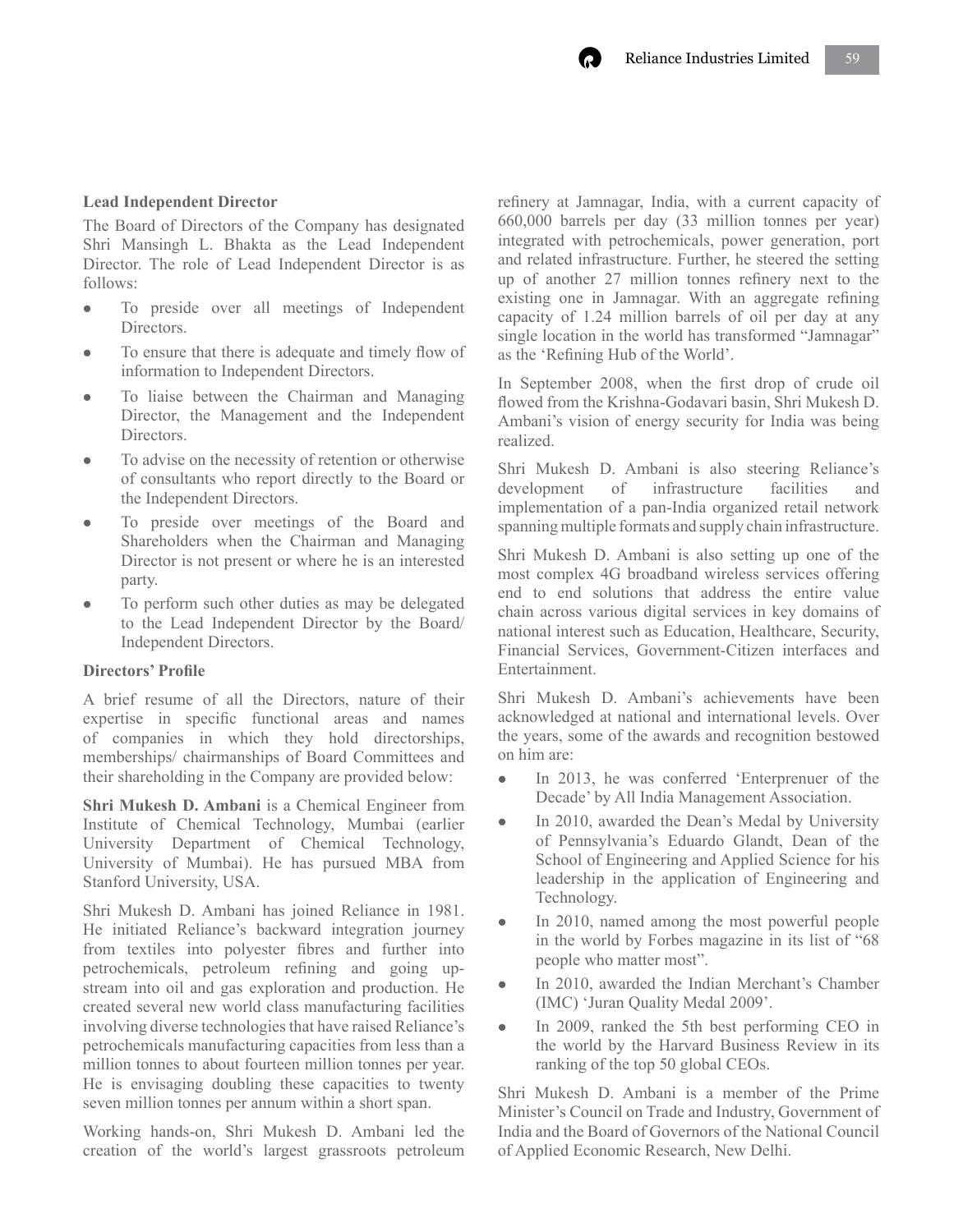**Lead Independent Director**

The Board of Directors of the Company has designated Shri Mansingh L. Bhakta as the Lead Independent Director. The role of Lead Independent Director is as follows:

- To preside over all meetings of Independent Directors.
- To ensure that there is adequate and timely flow of information to Independent Directors.
- To liaise between the Chairman and Managing Director, the Management and the Independent Directors.
- To advise on the necessity of retention or otherwise of consultants who report directly to the Board or the Independent Directors.
- To preside over meetings of the Board and Shareholders when the Chairman and Managing Director is not present or where he is an interested party.
- To perform such other duties as may be delegated to the Lead Independent Director by the Board/ Independent Directors.

**Directors' Profile**

A brief resume of all the Directors, nature of their expertise in specific functional areas and names of companies in which they hold directorships, memberships/ chairmanships of Board Committees and their shareholding in the Company are provided below:

**Shri Mukesh D. Ambani** is a Chemical Engineer from Institute of Chemical Technology, Mumbai (earlier University Department of Chemical Technology, University of Mumbai). He has pursued MBA from Stanford University, USA.

Shri Mukesh D. Ambani has joined Reliance in 1981. He initiated Reliance's backward integration journey from textiles into polyester fibres and further into petrochemicals, petroleum refining and going up-stream into oil and gas exploration and production. He created several new world class manufacturing facilities involving diverse technologies that have raised Reliance's petrochemicals manufacturing capacities from less than a million tonnes to about fourteen million tonnes per year. He is envisaging doubling these capacities to twenty seven million tonnes per annum within a short span.

Working hands-on, Shri Mukesh D. Ambani led the creation of the world's largest grassroots petroleum refinery at Jamnagar, India, with a current capacity of 660,000 barrels per day (33 million tonnes per year) integrated with petrochemicals, power generation, port and related infrastructure. Further, he steered the setting up of another 27 million tonnes refinery next to the existing one in Jamnagar. With an aggregate refining capacity of 1.24 million barrels of oil per day at any single location in the world has transformed "Jamnagar" as the 'Refining Hub of the World'.

In September 2008, when the first drop of crude oil flowed from the Krishna-Godavari basin, Shri Mukesh D. Ambani's vision of energy security for India was being realized.

Shri Mukesh D. Ambani is also steering Reliance's development of infrastructure facilities and implementation of a pan-India organized retail network spanning multiple formats and supply chain infrastructure.

Shri Mukesh D. Ambani is also setting up one of the most complex 4G broadband wireless services offering end to end solutions that address the entire value chain across various digital services in key domains of national interest such as Education, Healthcare, Security, Financial Services, Government-Citizen interfaces and Entertainment.

Shri Mukesh D. Ambani's achievements have been acknowledged at national and international levels. Over the years, some of the awards and recognition bestowed on him are:

- In 2013, he was conferred 'Enterprenuer of the Decade' by All India Management Association.
- In 2010, awarded the Dean's Medal by University of Pennsylvania's Eduardo Glandt, Dean of the School of Engineering and Applied Science for his leadership in the application of Engineering and Technology.
- In 2010, named among the most powerful people in the world by Forbes magazine in its list of "68 people who matter most".
- In 2010, awarded the Indian Merchant's Chamber (IMC) 'Juran Quality Medal 2009'.
- In 2009, ranked the 5th best performing CEO in the world by the Harvard Business Review in its ranking of the top 50 global CEOs.

Shri Mukesh D. Ambani is a member of the Prime Minister's Council on Trade and Industry, Government of India and the Board of Governors of the National Council of Applied Economic Research, New Delhi.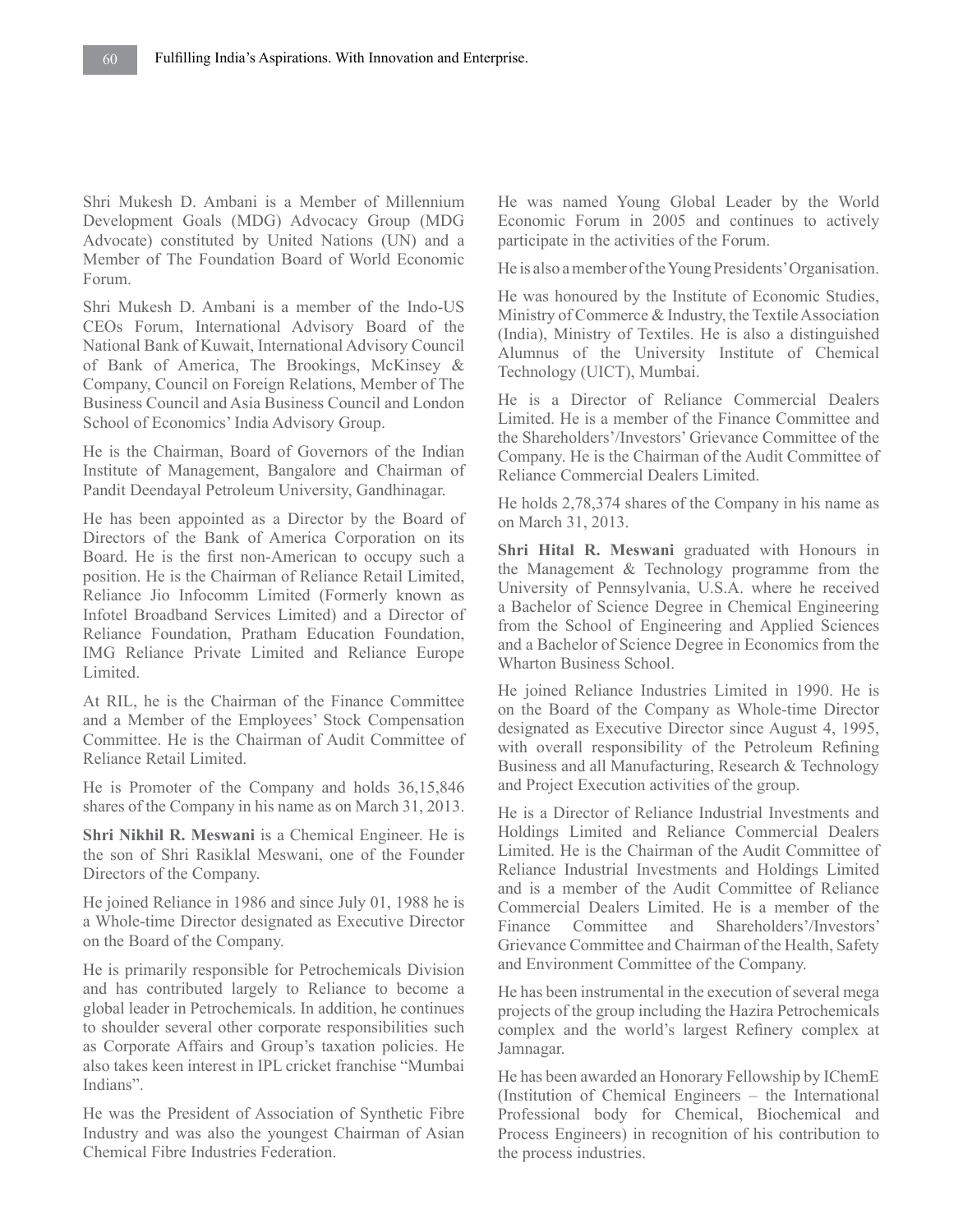Shri Mukesh D. Ambani is a Member of Millennium Development Goals (MDG) Advocacy Group (MDG Advocate) constituted by United Nations (UN) and a Member of The Foundation Board of World Economic Forum.

Shri Mukesh D. Ambani is a member of the Indo-US CEOs Forum, International Advisory Board of the National Bank of Kuwait, International Advisory Council of Bank of America, The Brookings, McKinsey & Company, Council on Foreign Relations, Member of The Business Council and Asia Business Council and London School of Economics' India Advisory Group.

He is the Chairman, Board of Governors of the Indian Institute of Management, Bangalore and Chairman of Pandit Deendayal Petroleum University, Gandhinagar.

He has been appointed as a Director by the Board of Directors of the Bank of America Corporation on its Board. He is the first non-American to occupy such a position. He is the Chairman of Reliance Retail Limited, Reliance Jio Infocomm Limited (Formerly known as Infotel Broadband Services Limited) and a Director of Reliance Foundation, Pratham Education Foundation, IMG Reliance Private Limited and Reliance Europe Limited.

At RIL, he is the Chairman of the Finance Committee and a Member of the Employees' Stock Compensation Committee. He is the Chairman of Audit Committee of Reliance Retail Limited.

He is Promoter of the Company and holds 36,15,846 shares of the Company in his name as on March 31, 2013.

**Shri Nikhil R. Meswani** is a Chemical Engineer. He is the son of Shri Rasiklal Meswani, one of the Founder Directors of the Company.

He joined Reliance in 1986 and since July 01, 1988 he is a Whole-time Director designated as Executive Director on the Board of the Company.

He is primarily responsible for Petrochemicals Division and has contributed largely to Reliance to become a global leader in Petrochemicals. In addition, he continues to shoulder several other corporate responsibilities such as Corporate Affairs and Group's taxation policies. He also takes keen interest in IPL cricket franchise "Mumbai Indians".

He was the President of Association of Synthetic Fibre Industry and was also the youngest Chairman of Asian Chemical Fibre Industries Federation.

He was named Young Global Leader by the World Economic Forum in 2005 and continues to actively participate in the activities of the Forum.

He is also a member of the Young Presidents' Organisation.

He was honoured by the Institute of Economic Studies, Ministry of Commerce & Industry, the Textile Association (India), Ministry of Textiles. He is also a distinguished Alumnus of the University Institute of Chemical Technology (UICT), Mumbai.

He is a Director of Reliance Commercial Dealers Limited. He is a member of the Finance Committee and the Shareholders'/Investors' Grievance Committee of the Company. He is the Chairman of the Audit Committee of Reliance Commercial Dealers Limited.

He holds 2,78,374 shares of the Company in his name as on March 31, 2013.

**Shri Hital R. Meswani** graduated with Honours in the Management & Technology programme from the University of Pennsylvania, U.S.A. where he received a Bachelor of Science Degree in Chemical Engineering from the School of Engineering and Applied Sciences and a Bachelor of Science Degree in Economics from the Wharton Business School.

He joined Reliance Industries Limited in 1990. He is on the Board of the Company as Whole-time Director designated as Executive Director since August 4, 1995, with overall responsibility of the Petroleum Refining Business and all Manufacturing, Research & Technology and Project Execution activities of the group.

He is a Director of Reliance Industrial Investments and Holdings Limited and Reliance Commercial Dealers Limited. He is the Chairman of the Audit Committee of Reliance Industrial Investments and Holdings Limited and is a member of the Audit Committee of Reliance Commercial Dealers Limited. He is a member of the Finance Committee and Shareholders'/Investors' Grievance Committee and Chairman of the Health, Safety and Environment Committee of the Company.

He has been instrumental in the execution of several mega projects of the group including the Hazira Petrochemicals complex and the world's largest Refinery complex at Jamnagar.

He has been awarded an Honorary Fellowship by IChemE (Institution of Chemical Engineers – the International Professional body for Chemical, Biochemical and Process Engineers) in recognition of his contribution to the process industries.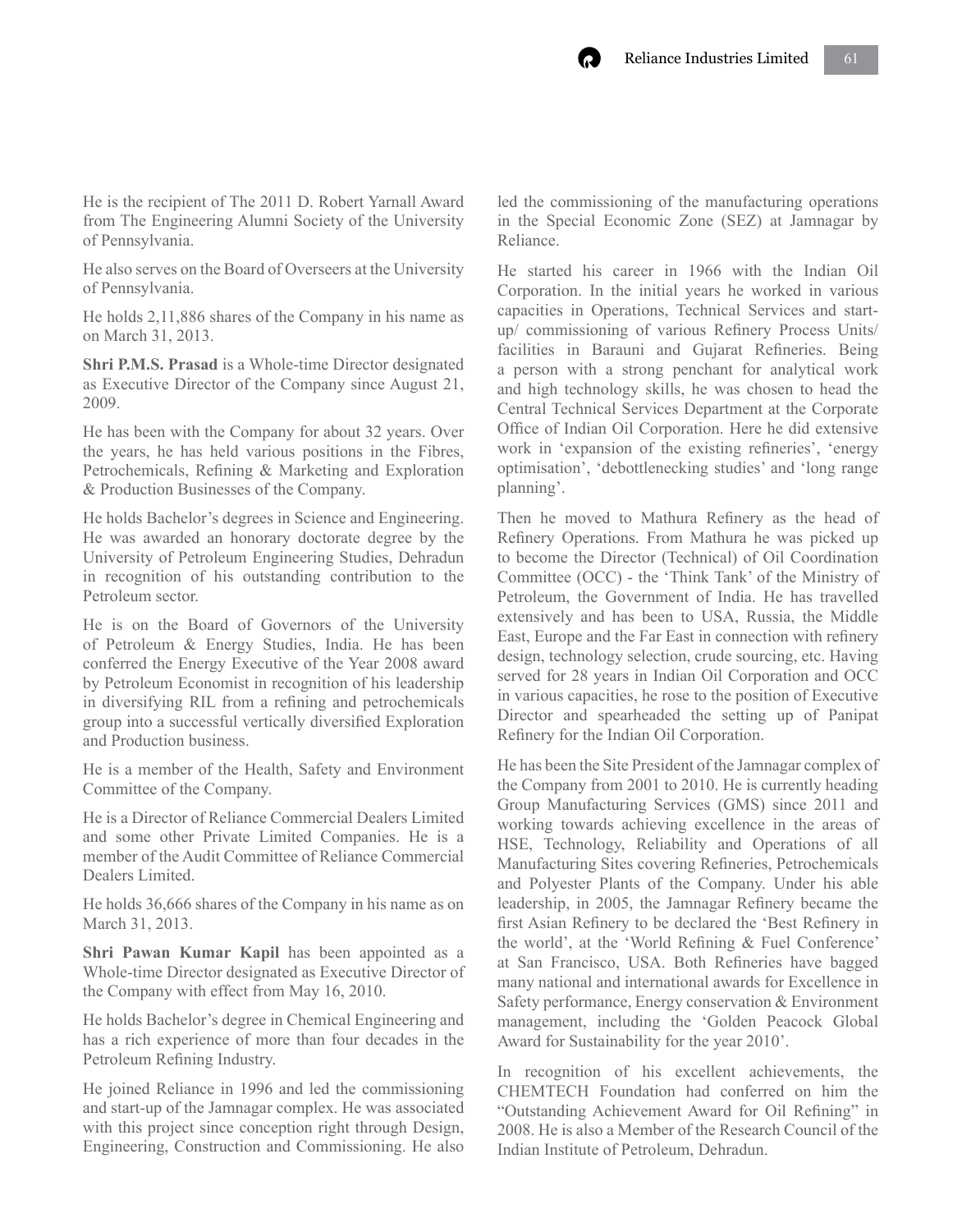He is the recipient of The 2011 D. Robert Yarnall Award from The Engineering Alumni Society of the University of Pennsylvania.

He also serves on the Board of Overseers at the University of Pennsylvania.

He holds 2,11,886 shares of the Company in his name as on March 31, 2013.

**Shri P.M.S. Prasad** is a Whole-time Director designated as Executive Director of the Company since August 21, 2009.

He has been with the Company for about 32 years. Over the years, he has held various positions in the Fibres, Petrochemicals, Refining & Marketing and Exploration & Production Businesses of the Company.

He holds Bachelor's degrees in Science and Engineering. He was awarded an honorary doctorate degree by the University of Petroleum Engineering Studies, Dehradun in recognition of his outstanding contribution to the Petroleum sector.

He is on the Board of Governors of the University of Petroleum & Energy Studies, India. He has been conferred the Energy Executive of the Year 2008 award by Petroleum Economist in recognition of his leadership in diversifying RIL from a refining and petrochemicals group into a successful vertically diversified Exploration and Production business.

He is a member of the Health, Safety and Environment Committee of the Company.

He is a Director of Reliance Commercial Dealers Limited and some other Private Limited Companies. He is a member of the Audit Committee of Reliance Commercial Dealers Limited.

He holds 36,666 shares of the Company in his name as on March 31, 2013.

**Shri Pawan Kumar Kapil** has been appointed as a Whole-time Director designated as Executive Director of the Company with effect from May 16, 2010.

He holds Bachelor's degree in Chemical Engineering and has a rich experience of more than four decades in the Petroleum Refining Industry.

He joined Reliance in 1996 and led the commissioning and start-up of the Jamnagar complex. He was associated with this project since conception right through Design, Engineering, Construction and Commissioning. He also led the commissioning of the manufacturing operations in the Special Economic Zone (SEZ) at Jamnagar by Reliance.

He started his career in 1966 with the Indian Oil Corporation. In the initial years he worked in various capacities in Operations, Technical Services and start-up/ commissioning of various Refinery Process Units/ facilities in Barauni and Gujarat Refineries. Being a person with a strong penchant for analytical work and high technology skills, he was chosen to head the Central Technical Services Department at the Corporate Office of Indian Oil Corporation. Here he did extensive work in 'expansion of the existing refineries', 'energy optimisation', 'debottlenecking studies' and 'long range planning'.

Then he moved to Mathura Refinery as the head of Refinery Operations. From Mathura he was picked up to become the Director (Technical) of Oil Coordination Committee (OCC) - the 'Think Tank' of the Ministry of Petroleum, the Government of India. He has travelled extensively and has been to USA, Russia, the Middle East, Europe and the Far East in connection with refinery design, technology selection, crude sourcing, etc. Having served for 28 years in Indian Oil Corporation and OCC in various capacities, he rose to the position of Executive Director and spearheaded the setting up of Panipat Refinery for the Indian Oil Corporation.

He has been the Site President of the Jamnagar complex of the Company from 2001 to 2010. He is currently heading Group Manufacturing Services (GMS) since 2011 and working towards achieving excellence in the areas of HSE, Technology, Reliability and Operations of all Manufacturing Sites covering Refineries, Petrochemicals and Polyester Plants of the Company. Under his able leadership, in 2005, the Jamnagar Refinery became the first Asian Refinery to be declared the 'Best Refinery in the world', at the 'World Refining & Fuel Conference' at San Francisco, USA. Both Refineries have bagged many national and international awards for Excellence in Safety performance, Energy conservation & Environment management, including the 'Golden Peacock Global Award for Sustainability for the year 2010'.

In recognition of his excellent achievements, the CHEMTECH Foundation had conferred on him the "Outstanding Achievement Award for Oil Refining" in 2008. He is also a Member of the Research Council of the Indian Institute of Petroleum, Dehradun.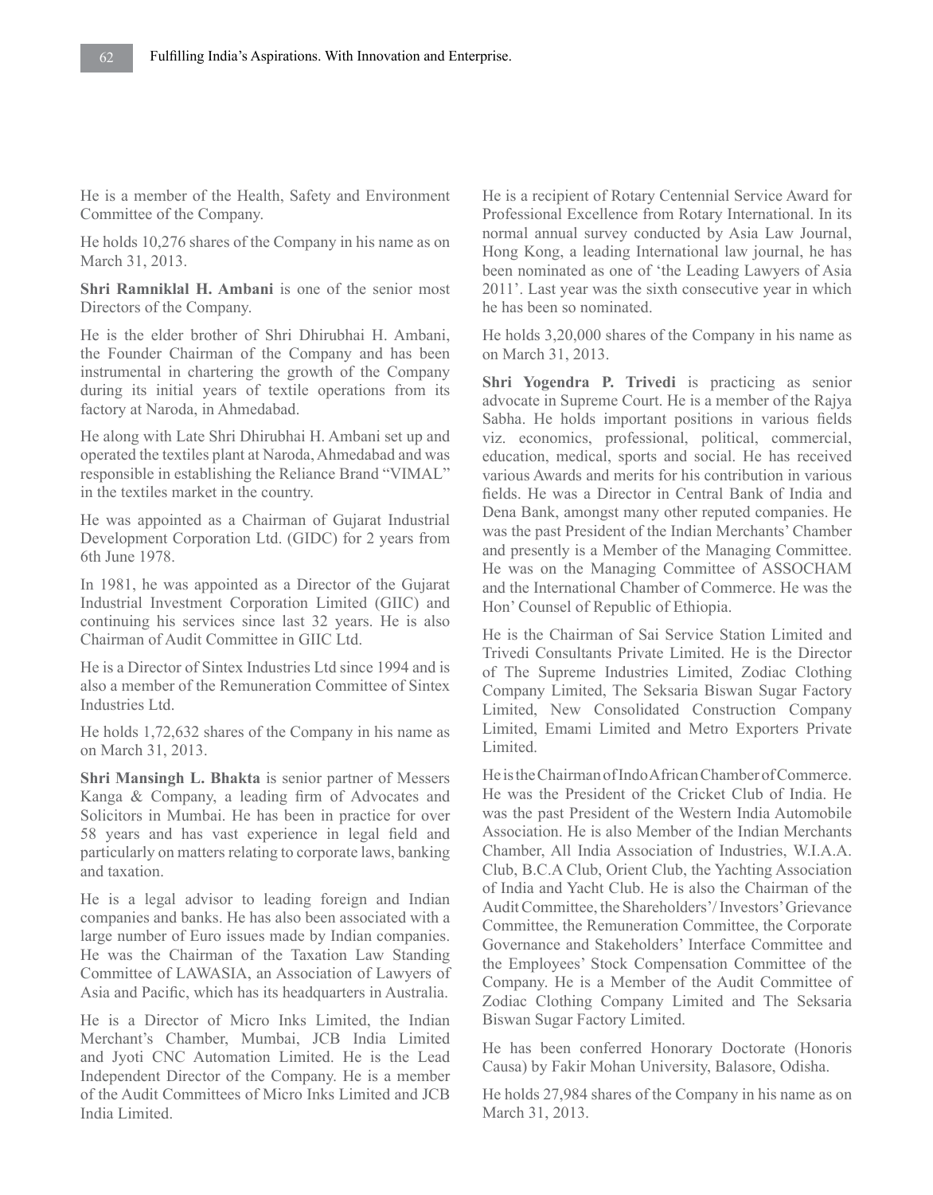He is a member of the Health, Safety and Environment Committee of the Company.

He holds 10,276 shares of the Company in his name as on March 31, 2013.

**Shri Ramniklal H. Ambani** is one of the senior most Directors of the Company.

He is the elder brother of Shri Dhirubhai H. Ambani, the Founder Chairman of the Company and has been instrumental in chartering the growth of the Company during its initial years of textile operations from its factory at Naroda, in Ahmedabad.

He along with Late Shri Dhirubhai H. Ambani set up and operated the textiles plant at Naroda, Ahmedabad and was responsible in establishing the Reliance Brand "VIMAL" in the textiles market in the country.

He was appointed as a Chairman of Gujarat Industrial Development Corporation Ltd. (GIDC) for 2 years from 6th June 1978.

In 1981, he was appointed as a Director of the Gujarat Industrial Investment Corporation Limited (GIIC) and continuing his services since last 32 years. He is also Chairman of Audit Committee in GIIC Ltd.

He is a Director of Sintex Industries Ltd since 1994 and is also a member of the Remuneration Committee of Sintex Industries Ltd.

He holds 1,72,632 shares of the Company in his name as on March 31, 2013.

**Shri Mansingh L. Bhakta** is senior partner of Messers Kanga & Company, a leading firm of Advocates and Solicitors in Mumbai. He has been in practice for over 58 years and has vast experience in legal field and particularly on matters relating to corporate laws, banking and taxation.

He is a legal advisor to leading foreign and Indian companies and banks. He has also been associated with a large number of Euro issues made by Indian companies. He was the Chairman of the Taxation Law Standing Committee of LAWASIA, an Association of Lawyers of Asia and Pacific, which has its headquarters in Australia.

He is a Director of Micro Inks Limited, the Indian Merchant's Chamber, Mumbai, JCB India Limited and Jyoti CNC Automation Limited. He is the Lead Independent Director of the Company. He is a member of the Audit Committees of Micro Inks Limited and JCB India Limited.

He is a recipient of Rotary Centennial Service Award for Professional Excellence from Rotary International. In its normal annual survey conducted by Asia Law Journal, Hong Kong, a leading International law journal, he has been nominated as one of 'the Leading Lawyers of Asia 2011'. Last year was the sixth consecutive year in which he has been so nominated.

He holds 3,20,000 shares of the Company in his name as on March 31, 2013.

**Shri Yogendra P. Trivedi** is practicing as senior advocate in Supreme Court. He is a member of the Rajya Sabha. He holds important positions in various fields viz. economics, professional, political, commercial, education, medical, sports and social. He has received various Awards and merits for his contribution in various fields. He was a Director in Central Bank of India and Dena Bank, amongst many other reputed companies. He was the past President of the Indian Merchants' Chamber and presently is a Member of the Managing Committee. He was on the Managing Committee of ASSOCHAM and the International Chamber of Commerce. He was the Hon' Counsel of Republic of Ethiopia.

He is the Chairman of Sai Service Station Limited and Trivedi Consultants Private Limited. He is the Director of The Supreme Industries Limited, Zodiac Clothing Company Limited, The Seksaria Biswan Sugar Factory Limited, New Consolidated Construction Company Limited, Emami Limited and Metro Exporters Private Limited.

He is the Chairman of Indo African Chamber of Commerce. He was the President of the Cricket Club of India. He was the past President of the Western India Automobile Association. He is also Member of the Indian Merchants Chamber, All India Association of Industries, W.I.A.A. Club, B.C.A Club, Orient Club, the Yachting Association of India and Yacht Club. He is also the Chairman of the Audit Committee, the Shareholders'/ Investors' Grievance Committee, the Remuneration Committee, the Corporate Governance and Stakeholders' Interface Committee and the Employees' Stock Compensation Committee of the Company. He is a Member of the Audit Committee of Zodiac Clothing Company Limited and The Seksaria Biswan Sugar Factory Limited.

He has been conferred Honorary Doctorate (Honoris Causa) by Fakir Mohan University, Balasore, Odisha.

He holds 27,984 shares of the Company in his name as on March 31, 2013.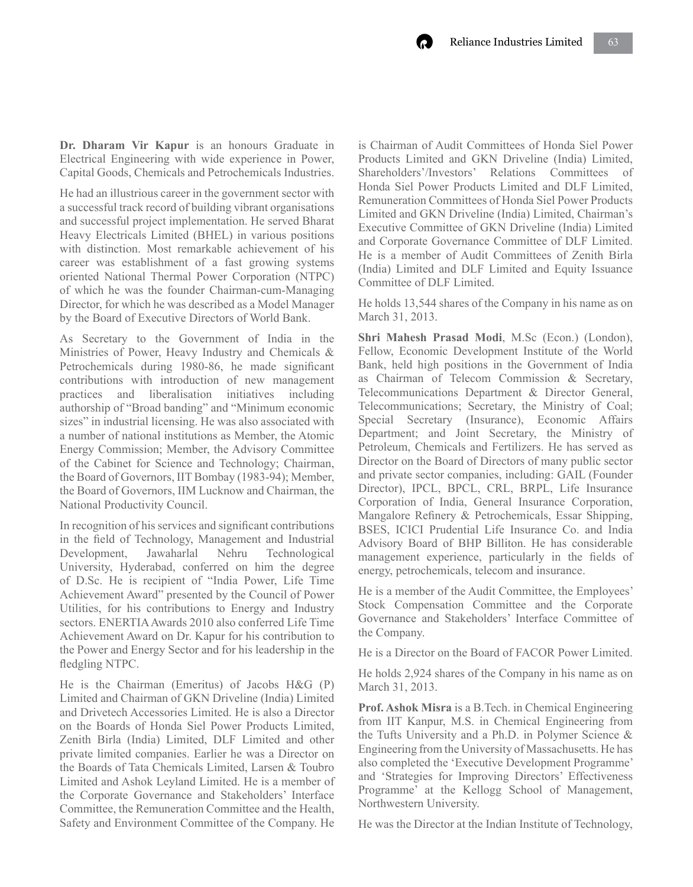**Dr. Dharam Vir Kapur** is an honours Graduate in Electrical Engineering with wide experience in Power, Capital Goods, Chemicals and Petrochemicals Industries.

He had an illustrious career in the government sector with a successful track record of building vibrant organisations and successful project implementation. He served Bharat Heavy Electricals Limited (BHEL) in various positions with distinction. Most remarkable achievement of his career was establishment of a fast growing systems oriented National Thermal Power Corporation (NTPC) of which he was the founder Chairman-cum-Managing Director, for which he was described as a Model Manager by the Board of Executive Directors of World Bank.

As Secretary to the Government of India in the Ministries of Power, Heavy Industry and Chemicals & Petrochemicals during 1980-86, he made significant contributions with introduction of new management practices and liberalisation initiatives including authorship of "Broad banding" and "Minimum economic sizes" in industrial licensing. He was also associated with a number of national institutions as Member, the Atomic Energy Commission; Member, the Advisory Committee of the Cabinet for Science and Technology; Chairman, the Board of Governors, IIT Bombay (1983-94); Member, the Board of Governors, IIM Lucknow and Chairman, the National Productivity Council.

In recognition of his services and significant contributions in the field of Technology, Management and Industrial Development, Jawaharlal Nehru Technological University, Hyderabad, conferred on him the degree of D.Sc. He is recipient of "India Power, Life Time Achievement Award" presented by the Council of Power Utilities, for his contributions to Energy and Industry sectors. ENERTIA Awards 2010 also conferred Life Time Achievement Award on Dr. Kapur for his contribution to the Power and Energy Sector and for his leadership in the fledgling NTPC.

He is the Chairman (Emeritus) of Jacobs H&G (P) Limited and Chairman of GKN Driveline (India) Limited and Drivetech Accessories Limited. He is also a Director on the Boards of Honda Siel Power Products Limited, Zenith Birla (India) Limited, DLF Limited and other private limited companies. Earlier he was a Director on the Boards of Tata Chemicals Limited, Larsen & Toubro Limited and Ashok Leyland Limited. He is a member of the Corporate Governance and Stakeholders' Interface Committee, the Remuneration Committee and the Health, Safety and Environment Committee of the Company. He is Chairman of Audit Committees of Honda Siel Power Products Limited and GKN Driveline (India) Limited, Shareholders'/Investors' Relations Committees of Honda Siel Power Products Limited and DLF Limited, Remuneration Committees of Honda Siel Power Products Limited and GKN Driveline (India) Limited, Chairman's Executive Committee of GKN Driveline (India) Limited and Corporate Governance Committee of DLF Limited. He is a member of Audit Committees of Zenith Birla (India) Limited and DLF Limited and Equity Issuance Committee of DLF Limited.

He holds 13,544 shares of the Company in his name as on March 31, 2013.

**Shri Mahesh Prasad Modi**, M.Sc (Econ.) (London), Fellow, Economic Development Institute of the World Bank, held high positions in the Government of India as Chairman of Telecom Commission & Secretary, Telecommunications Department & Director General, Telecommunications; Secretary, the Ministry of Coal; Special Secretary (Insurance), Economic Affairs Department; and Joint Secretary, the Ministry of Petroleum, Chemicals and Fertilizers. He has served as Director on the Board of Directors of many public sector and private sector companies, including: GAIL (Founder Director), IPCL, BPCL, CRL, BRPL, Life Insurance Corporation of India, General Insurance Corporation, Mangalore Refinery & Petrochemicals, Essar Shipping, BSES, ICICI Prudential Life Insurance Co. and India Advisory Board of BHP Billiton. He has considerable management experience, particularly in the fields of energy, petrochemicals, telecom and insurance.

He is a member of the Audit Committee, the Employees' Stock Compensation Committee and the Corporate Governance and Stakeholders' Interface Committee of the Company.

He is a Director on the Board of FACOR Power Limited.

He holds 2,924 shares of the Company in his name as on March 31, 2013.

**Prof. Ashok Misra** is a B.Tech. in Chemical Engineering from IIT Kanpur, M.S. in Chemical Engineering from the Tufts University and a Ph.D. in Polymer Science & Engineering from the University of Massachusetts. He has also completed the 'Executive Development Programme' and 'Strategies for Improving Directors' Effectiveness Programme' at the Kellogg School of Management, Northwestern University.

He was the Director at the Indian Institute of Technology,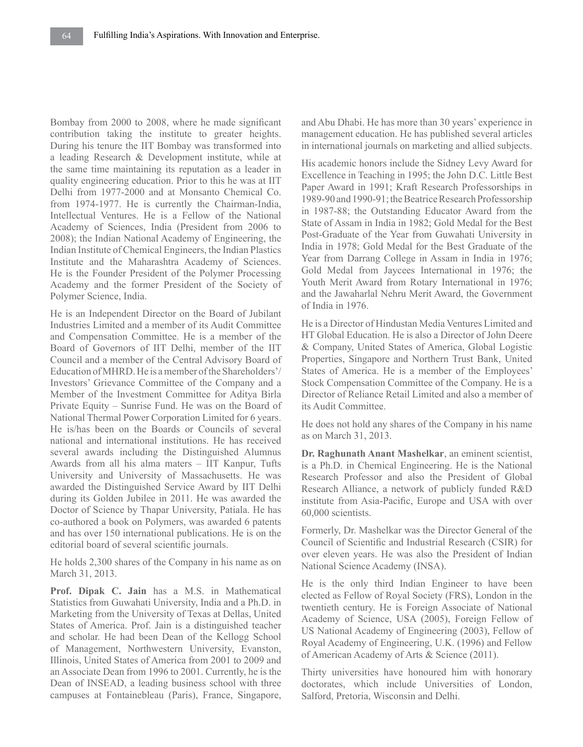Bombay from 2000 to 2008, where he made significant contribution taking the institute to greater heights. During his tenure the IIT Bombay was transformed into a leading Research & Development institute, while at the same time maintaining its reputation as a leader in quality engineering education. Prior to this he was at IIT Delhi from 1977-2000 and at Monsanto Chemical Co. from 1974-1977. He is currently the Chairman-India, Intellectual Ventures. He is a Fellow of the National Academy of Sciences, India (President from 2006 to 2008); the Indian National Academy of Engineering, the Indian Institute of Chemical Engineers, the Indian Plastics Institute and the Maharashtra Academy of Sciences. He is the Founder President of the Polymer Processing Academy and the former President of the Society of Polymer Science, India.

He is an Independent Director on the Board of Jubilant Industries Limited and a member of its Audit Committee and Compensation Committee. He is a member of the Board of Governors of IIT Delhi, member of the IIT Council and a member of the Central Advisory Board of Education of MHRD. He is a member of the Shareholders'/ Investors' Grievance Committee of the Company and a Member of the Investment Committee for Aditya Birla Private Equity – Sunrise Fund. He was on the Board of National Thermal Power Corporation Limited for 6 years. He is/has been on the Boards or Councils of several national and international institutions. He has received several awards including the Distinguished Alumnus Awards from all his alma maters – IIT Kanpur, Tufts University and University of Massachusetts. He was awarded the Distinguished Service Award by IIT Delhi during its Golden Jubilee in 2011. He was awarded the Doctor of Science by Thapar University, Patiala. He has co-authored a book on Polymers, was awarded 6 patents and has over 150 international publications. He is on the editorial board of several scientific journals.

He holds 2,300 shares of the Company in his name as on March 31, 2013.

**Prof. Dipak C. Jain** has a M.S. in Mathematical Statistics from Guwahati University, India and a Ph.D. in Marketing from the University of Texas at Dellas, United States of America. Prof. Jain is a distinguished teacher and scholar. He had been Dean of the Kellogg School of Management, Northwestern University, Evanston, Illinois, United States of America from 2001 to 2009 and an Associate Dean from 1996 to 2001. Currently, he is the Dean of INSEAD, a leading business school with three campuses at Fontainebleau (Paris), France, Singapore, and Abu Dhabi. He has more than 30 years' experience in management education. He has published several articles in international journals on marketing and allied subjects.

His academic honors include the Sidney Levy Award for Excellence in Teaching in 1995; the John D.C. Little Best Paper Award in 1991; Kraft Research Professorships in 1989-90 and 1990-91; the Beatrice Research Professorship in 1987-88; the Outstanding Educator Award from the State of Assam in India in 1982; Gold Medal for the Best Post-Graduate of the Year from Guwahati University in India in 1978; Gold Medal for the Best Graduate of the Year from Darrang College in Assam in India in 1976; Gold Medal from Jaycees International in 1976; the Youth Merit Award from Rotary International in 1976; and the Jawaharlal Nehru Merit Award, the Government of India in 1976.

He is a Director of Hindustan Media Ventures Limited and HT Global Education. He is also a Director of John Deere & Company, United States of America, Global Logistic Properties, Singapore and Northern Trust Bank, United States of America. He is a member of the Employees' Stock Compensation Committee of the Company. He is a Director of Reliance Retail Limited and also a member of its Audit Committee.

He does not hold any shares of the Company in his name as on March 31, 2013.

**Dr. Raghunath Anant Mashelkar**, an eminent scientist, is a Ph.D. in Chemical Engineering. He is the National Research Professor and also the President of Global Research Alliance, a network of publicly funded R&D institute from Asia-Pacific, Europe and USA with over 60,000 scientists.

Formerly, Dr. Mashelkar was the Director General of the Council of Scientific and Industrial Research (CSIR) for over eleven years. He was also the President of Indian National Science Academy (INSA).

He is the only third Indian Engineer to have been elected as Fellow of Royal Society (FRS), London in the twentieth century. He is Foreign Associate of National Academy of Science, USA (2005), Foreign Fellow of US National Academy of Engineering (2003), Fellow of Royal Academy of Engineering, U.K. (1996) and Fellow of American Academy of Arts & Science (2011).

Thirty universities have honoured him with honorary doctorates, which include Universities of London, Salford, Pretoria, Wisconsin and Delhi.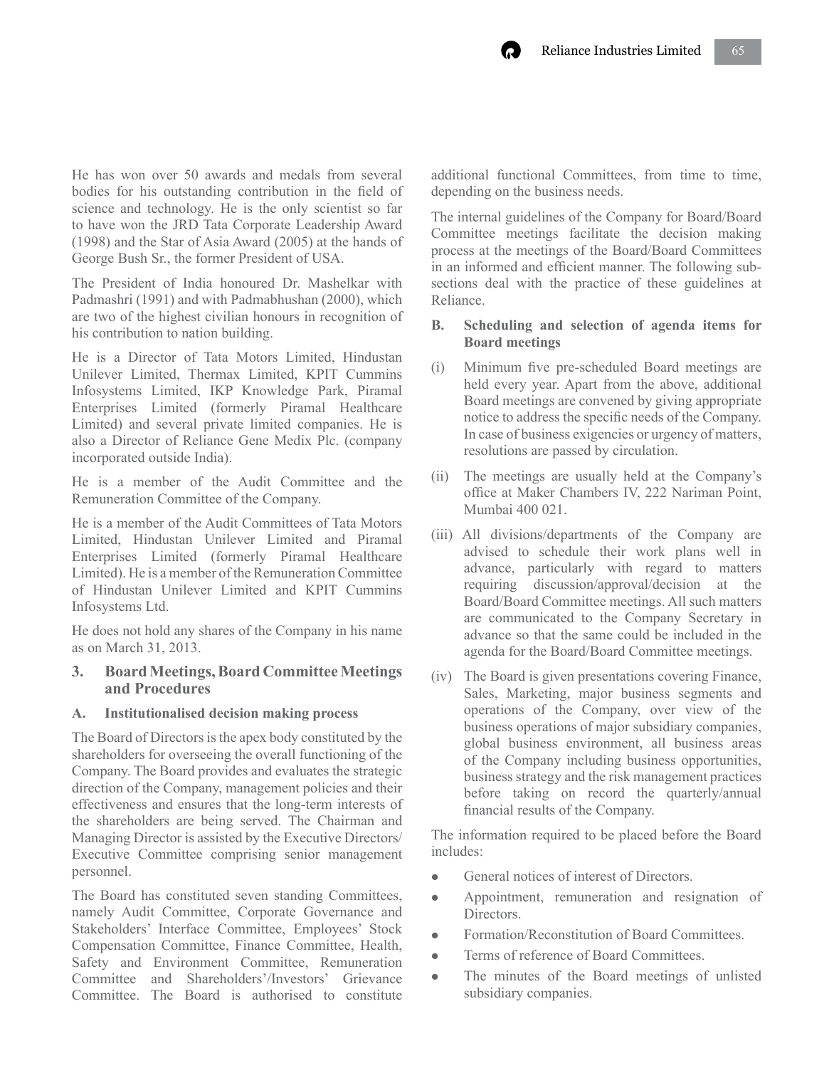He has won over 50 awards and medals from several bodies for his outstanding contribution in the field of science and technology. He is the only scientist so far to have won the JRD Tata Corporate Leadership Award (1998) and the Star of Asia Award (2005) at the hands of George Bush Sr., the former President of USA.

The President of India honoured Dr. Mashelkar with Padmashri (1991) and with Padmabhushan (2000), which are two of the highest civilian honours in recognition of his contribution to nation building.

He is a Director of Tata Motors Limited, Hindustan Unilever Limited, Thermax Limited, KPIT Cummins Infosystems Limited, IKP Knowledge Park, Piramal Enterprises Limited (formerly Piramal Healthcare Limited) and several private limited companies. He is also a Director of Reliance Gene Medix Plc. (company incorporated outside India).

He is a member of the Audit Committee and the Remuneration Committee of the Company.

He is a member of the Audit Committees of Tata Motors Limited, Hindustan Unilever Limited and Piramal Enterprises Limited (formerly Piramal Healthcare Limited). He is a member of the Remuneration Committee of Hindustan Unilever Limited and KPIT Cummins Infosystems Ltd.

He does not hold any shares of the Company in his name as on March 31, 2013.

## 3. Board Meetings, Board Committee Meetings and Procedures

### A. Institutionalised decision making process

The Board of Directors is the apex body constituted by the shareholders for overseeing the overall functioning of the Company. The Board provides and evaluates the strategic direction of the Company, management policies and their effectiveness and ensures that the long-term interests of the shareholders are being served. The Chairman and Managing Director is assisted by the Executive Directors/ Executive Committee comprising senior management personnel.

The Board has constituted seven standing Committees, namely Audit Committee, Corporate Governance and Stakeholders' Interface Committee, Employees' Stock Compensation Committee, Finance Committee, Health, Safety and Environment Committee, Remuneration Committee and Shareholders'/Investors' Grievance Committee. The Board is authorised to constitute additional functional Committees, from time to time, depending on the business needs.

The internal guidelines of the Company for Board/Board Committee meetings facilitate the decision making process at the meetings of the Board/Board Committees in an informed and efficient manner. The following sub-sections deal with the practice of these guidelines at Reliance.

### B. Scheduling and selection of agenda items for Board meetings

(i) Minimum five pre-scheduled Board meetings are held every year. Apart from the above, additional Board meetings are convened by giving appropriate notice to address the specific needs of the Company. In case of business exigencies or urgency of matters, resolutions are passed by circulation.

(ii) The meetings are usually held at the Company's office at Maker Chambers IV, 222 Nariman Point, Mumbai 400 021.

(iii) All divisions/departments of the Company are advised to schedule their work plans well in advance, particularly with regard to matters requiring discussion/approval/decision at the Board/Board Committee meetings. All such matters are communicated to the Company Secretary in advance so that the same could be included in the agenda for the Board/Board Committee meetings.

(iv) The Board is given presentations covering Finance, Sales, Marketing, major business segments and operations of the Company, over view of the business operations of major subsidiary companies, global business environment, all business areas of the Company including business opportunities, business strategy and the risk management practices before taking on record the quarterly/annual financial results of the Company.

The information required to be placed before the Board includes:

- General notices of interest of Directors.
- Appointment, remuneration and resignation of Directors.
- Formation/Reconstitution of Board Committees.
- Terms of reference of Board Committees.
- The minutes of the Board meetings of unlisted subsidiary companies.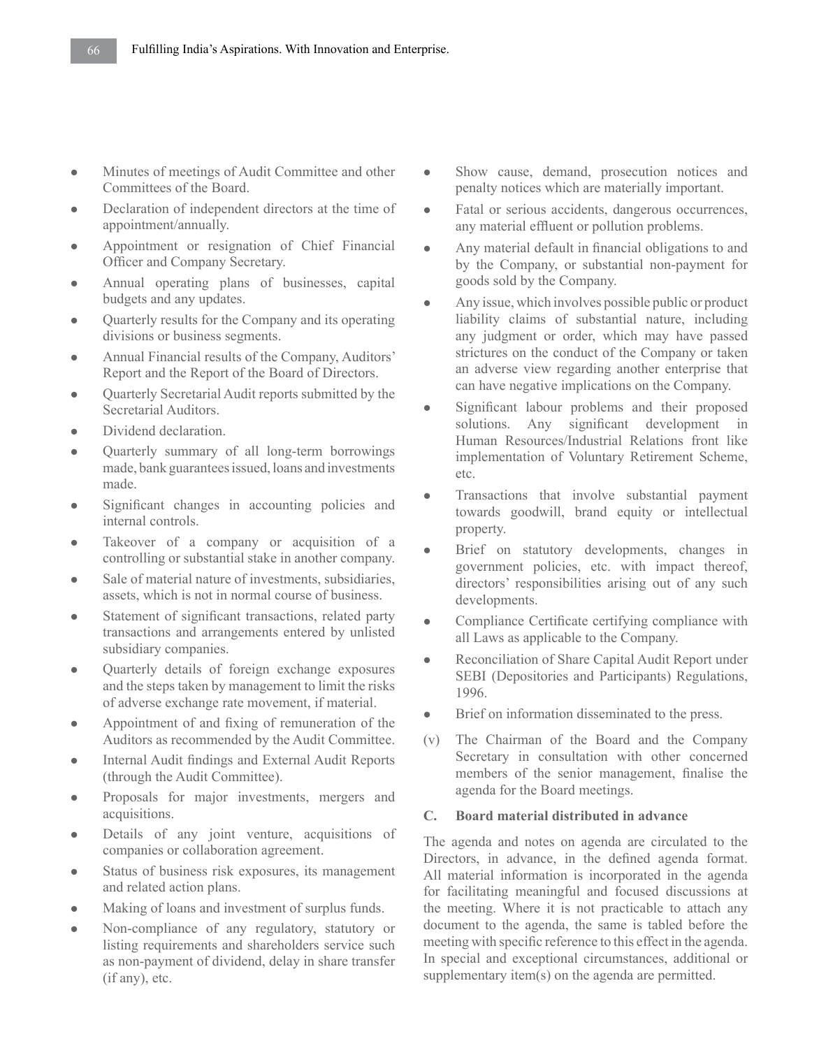- Minutes of meetings of Audit Committee and other Committees of the Board.
- Declaration of independent directors at the time of appointment/annually.
- Appointment or resignation of Chief Financial Officer and Company Secretary.
- Annual operating plans of businesses, capital budgets and any updates.
- Quarterly results for the Company and its operating divisions or business segments.
- Annual Financial results of the Company, Auditors' Report and the Report of the Board of Directors.
- Quarterly Secretarial Audit reports submitted by the Secretarial Auditors.
- Dividend declaration.
- Quarterly summary of all long-term borrowings made, bank guarantees issued, loans and investments made.
- Significant changes in accounting policies and internal controls.
- Takeover of a company or acquisition of a controlling or substantial stake in another company.
- Sale of material nature of investments, subsidiaries, assets, which is not in normal course of business.
- Statement of significant transactions, related party transactions and arrangements entered by unlisted subsidiary companies.
- Quarterly details of foreign exchange exposures and the steps taken by management to limit the risks of adverse exchange rate movement, if material.
- Appointment of and fixing of remuneration of the Auditors as recommended by the Audit Committee.
- Internal Audit findings and External Audit Reports (through the Audit Committee).
- Proposals for major investments, mergers and acquisitions.
- Details of any joint venture, acquisitions of companies or collaboration agreement.
- Status of business risk exposures, its management and related action plans.
- Making of loans and investment of surplus funds.
- Non-compliance of any regulatory, statutory or listing requirements and shareholders service such as non-payment of dividend, delay in share transfer (if any), etc.
- Show cause, demand, prosecution notices and penalty notices which are materially important.
- Fatal or serious accidents, dangerous occurrences, any material effluent or pollution problems.
- Any material default in financial obligations to and by the Company, or substantial non-payment for goods sold by the Company.
- Any issue, which involves possible public or product liability claims of substantial nature, including any judgment or order, which may have passed strictures on the conduct of the Company or taken an adverse view regarding another enterprise that can have negative implications on the Company.
- Significant labour problems and their proposed solutions. Any significant development in Human Resources/Industrial Relations front like implementation of Voluntary Retirement Scheme, etc.
- Transactions that involve substantial payment towards goodwill, brand equity or intellectual property.
- Brief on statutory developments, changes in government policies, etc. with impact thereof, directors' responsibilities arising out of any such developments.
- Compliance Certificate certifying compliance with all Laws as applicable to the Company.
- Reconciliation of Share Capital Audit Report under SEBI (Depositories and Participants) Regulations, 1996.
- Brief on information disseminated to the press.

(v) The Chairman of the Board and the Company Secretary in consultation with other concerned members of the senior management, finalise the agenda for the Board meetings.

### C. Board material distributed in advance

The agenda and notes on agenda are circulated to the Directors, in advance, in the defined agenda format. All material information is incorporated in the agenda for facilitating meaningful and focused discussions at the meeting. Where it is not practicable to attach any document to the agenda, the same is tabled before the meeting with specific reference to this effect in the agenda. In special and exceptional circumstances, additional or supplementary item(s) on the agenda are permitted.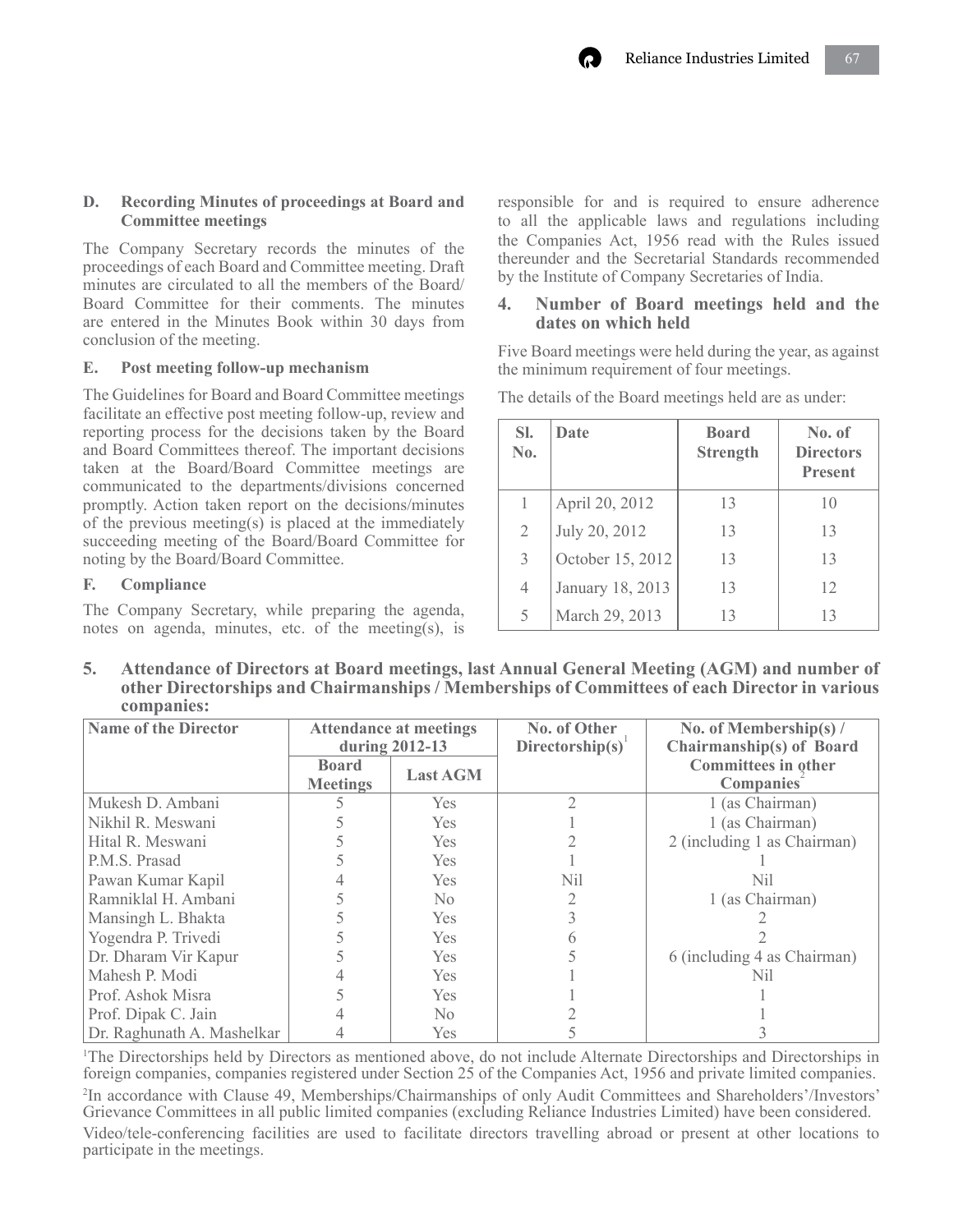### D. Recording Minutes of proceedings at Board and Committee meetings

The Company Secretary records the minutes of the proceedings of each Board and Committee meeting. Draft minutes are circulated to all the members of the Board/Board Committee for their comments. The minutes are entered in the Minutes Book within 30 days from conclusion of the meeting.

### E. Post meeting follow-up mechanism

The Guidelines for Board and Board Committee meetings facilitate an effective post meeting follow-up, review and reporting process for the decisions taken by the Board and Board Committees thereof. The important decisions taken at the Board/Board Committee meetings are communicated to the departments/divisions concerned promptly. Action taken report on the decisions/minutes of the previous meeting(s) is placed at the immediately succeeding meeting of the Board/Board Committee for noting by the Board/Board Committee.

### F. Compliance

The Company Secretary, while preparing the agenda, notes on agenda, minutes, etc. of the meeting(s), is responsible for and is required to ensure adherence to all the applicable laws and regulations including the Companies Act, 1956 read with the Rules issued thereunder and the Secretarial Standards recommended by the Institute of Company Secretaries of India.

## 4. Number of Board meetings held and the dates on which held

Five Board meetings were held during the year, as against the minimum requirement of four meetings.

The details of the Board meetings held are as under:

| Sl. No. | Date | Board Strength | No. of Directors Present |
|---|---|---|---|
| 1 | April 20, 2012 | 13 | 10 |
| 2 | July 20, 2012 | 13 | 13 |
| 3 | October 15, 2012 | 13 | 13 |
| 4 | January 18, 2013 | 13 | 12 |
| 5 | March 29, 2013 | 13 | 13 |

## 5. Attendance of Directors at Board meetings, last Annual General Meeting (AGM) and number of other Directorships and Chairmanships / Memberships of Committees of each Director in various companies:

| Name of the Director | Attendance at meetings during 2012-13 | | No. of Other Directorship(s)[1] | No. of Membership(s) / Chairmanship(s) of Board Committees in other Companies[2] |
|---|---|---|---|---|
| | Board Meetings | Last AGM | | |
| Mukesh D. Ambani | 5 | Yes | 2 | 1 (as Chairman) |
| Nikhil R. Meswani | 5 | Yes | 1 | 1 (as Chairman) |
| Hital R. Meswani | 5 | Yes | 2 | 2 (including 1 as Chairman) |
| P.M.S. Prasad | 5 | Yes | 1 | 1 |
| Pawan Kumar Kapil | 4 | Yes | Nil | Nil |
| Ramniklal H. Ambani | 5 | No | 2 | 1 (as Chairman) |
| Mansingh L. Bhakta | 5 | Yes | 3 | 2 |
| Yogendra P. Trivedi | 5 | Yes | 6 | 2 |
| Dr. Dharam Vir Kapur | 5 | Yes | 5 | 6 (including 4 as Chairman) |
| Mahesh P. Modi | 4 | Yes | 1 | Nil |
| Prof. Ashok Misra | 5 | Yes | 1 | 1 |
| Prof. Dipak C. Jain | 4 | No | 2 | 1 |
| Dr. Raghunath A. Mashelkar | 4 | Yes | 5 | 3 |

[1]The Directorships held by Directors as mentioned above, do not include Alternate Directorships and Directorships in foreign companies, companies registered under Section 25 of the Companies Act, 1956 and private limited companies.

[2]In accordance with Clause 49, Memberships/Chairmanships of only Audit Committees and Shareholders'/Investors' Grievance Committees in all public limited companies (excluding Reliance Industries Limited) have been considered.

Video/tele-conferencing facilities are used to facilitate directors travelling abroad or present at other locations to participate in the meetings.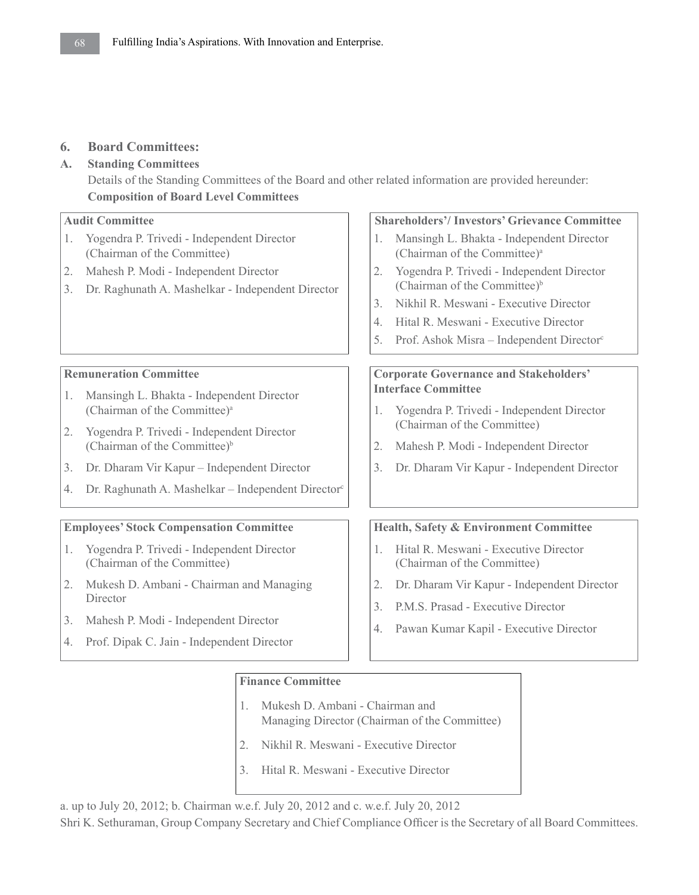## 6. Board Committees:

### A. Standing Committees

Details of the Standing Committees of the Board and other related information are provided hereunder:

**Composition of Board Level Committees**

**Audit Committee**

1. Yogendra P. Trivedi - Independent Director (Chairman of the Committee)
2. Mahesh P. Modi - Independent Director
3. Dr. Raghunath A. Mashelkar - Independent Director

**Shareholders'/ Investors' Grievance Committee**

1. Mansingh L. Bhakta - Independent Director (Chairman of the Committee)[a]
2. Yogendra P. Trivedi - Independent Director (Chairman of the Committee)[b]
3. Nikhil R. Meswani - Executive Director
4. Hital R. Meswani - Executive Director
5. Prof. Ashok Misra – Independent Director[c]

**Remuneration Committee**

1. Mansingh L. Bhakta - Independent Director (Chairman of the Committee)[a]
2. Yogendra P. Trivedi - Independent Director (Chairman of the Committee)[b]
3. Dr. Dharam Vir Kapur – Independent Director
4. Dr. Raghunath A. Mashelkar – Independent Director[c]

**Corporate Governance and Stakeholders' Interface Committee**

1. Yogendra P. Trivedi - Independent Director (Chairman of the Committee)
2. Mahesh P. Modi - Independent Director
3. Dr. Dharam Vir Kapur - Independent Director

**Employees' Stock Compensation Committee**

1. Yogendra P. Trivedi - Independent Director (Chairman of the Committee)
2. Mukesh D. Ambani - Chairman and Managing Director
3. Mahesh P. Modi - Independent Director
4. Prof. Dipak C. Jain - Independent Director

**Health, Safety & Environment Committee**

1. Hital R. Meswani - Executive Director (Chairman of the Committee)
2. Dr. Dharam Vir Kapur - Independent Director
3. P.M.S. Prasad - Executive Director
4. Pawan Kumar Kapil - Executive Director

**Finance Committee**

1. Mukesh D. Ambani - Chairman and Managing Director (Chairman of the Committee)
2. Nikhil R. Meswani - Executive Director
3. Hital R. Meswani - Executive Director

a. up to July 20, 2012; b. Chairman w.e.f. July 20, 2012 and c. w.e.f. July 20, 2012

Shri K. Sethuraman, Group Company Secretary and Chief Compliance Officer is the Secretary of all Board Committees.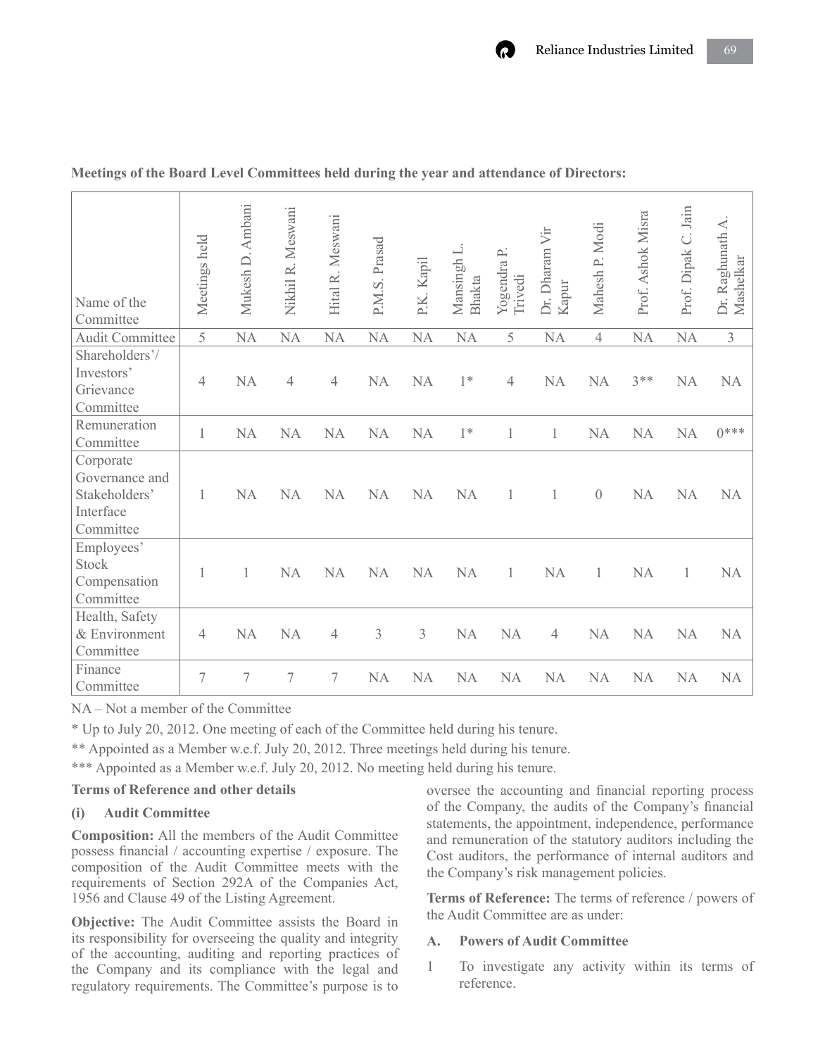**Meetings of the Board Level Committees held during the year and attendance of Directors:**

| Name of the Committee | Meetings held | Mukesh D. Ambani | Nikhil R. Meswani | Hital R. Meswani | P.M.S. Prasad | P.K. Kapil | Mansingh L. Bhakta | Yogendra P. Trivedi | Dr. Dharam Vir Kapur | Mahesh P. Modi | Prof. Ashok Misra | Prof. Dipak C. Jain | Dr. Raghunath A. Mashelkar |
|---|---|---|---|---|---|---|---|---|---|---|---|---|---|
| Audit Committee | 5 | NA | NA | NA | NA | NA | NA | 5 | NA | 4 | NA | NA | 3 |
| Shareholders'/ Investors' Grievance Committee | 4 | NA | 4 | 4 | NA | NA | 1* | 4 | NA | NA | 3** | NA | NA |
| Remuneration Committee | 1 | NA | NA | NA | NA | NA | 1* | 1 | 1 | NA | NA | NA | 0*** |
| Corporate Governance and Stakeholders' Interface Committee | 1 | NA | NA | NA | NA | NA | NA | 1 | 1 | 0 | NA | NA | NA |
| Employees' Stock Compensation Committee | 1 | 1 | NA | NA | NA | NA | NA | 1 | NA | 1 | NA | 1 | NA |
| Health, Safety & Environment Committee | 4 | NA | NA | 4 | 3 | 3 | NA | NA | 4 | NA | NA | NA | NA |
| Finance Committee | 7 | 7 | 7 | 7 | NA | NA | NA | NA | NA | NA | NA | NA | NA |

NA – Not a member of the Committee

* Up to July 20, 2012. One meeting of each of the Committee held during his tenure.

** Appointed as a Member w.e.f. July 20, 2012. Three meetings held during his tenure.

*** Appointed as a Member w.e.f. July 20, 2012. No meeting held during his tenure.

**Terms of Reference and other details**

**(i) Audit Committee**

**Composition:** All the members of the Audit Committee possess financial / accounting expertise / exposure. The composition of the Audit Committee meets with the requirements of Section 292A of the Companies Act, 1956 and Clause 49 of the Listing Agreement.

**Objective:** The Audit Committee assists the Board in its responsibility for overseeing the quality and integrity of the accounting, auditing and reporting practices of the Company and its compliance with the legal and regulatory requirements. The Committee's purpose is to oversee the accounting and financial reporting process of the Company, the audits of the Company's financial statements, the appointment, independence, performance and remuneration of the statutory auditors including the Cost auditors, the performance of internal auditors and the Company's risk management policies.

**Terms of Reference:** The terms of reference / powers of the Audit Committee are as under:

**A. Powers of Audit Committee**

1 To investigate any activity within its terms of reference.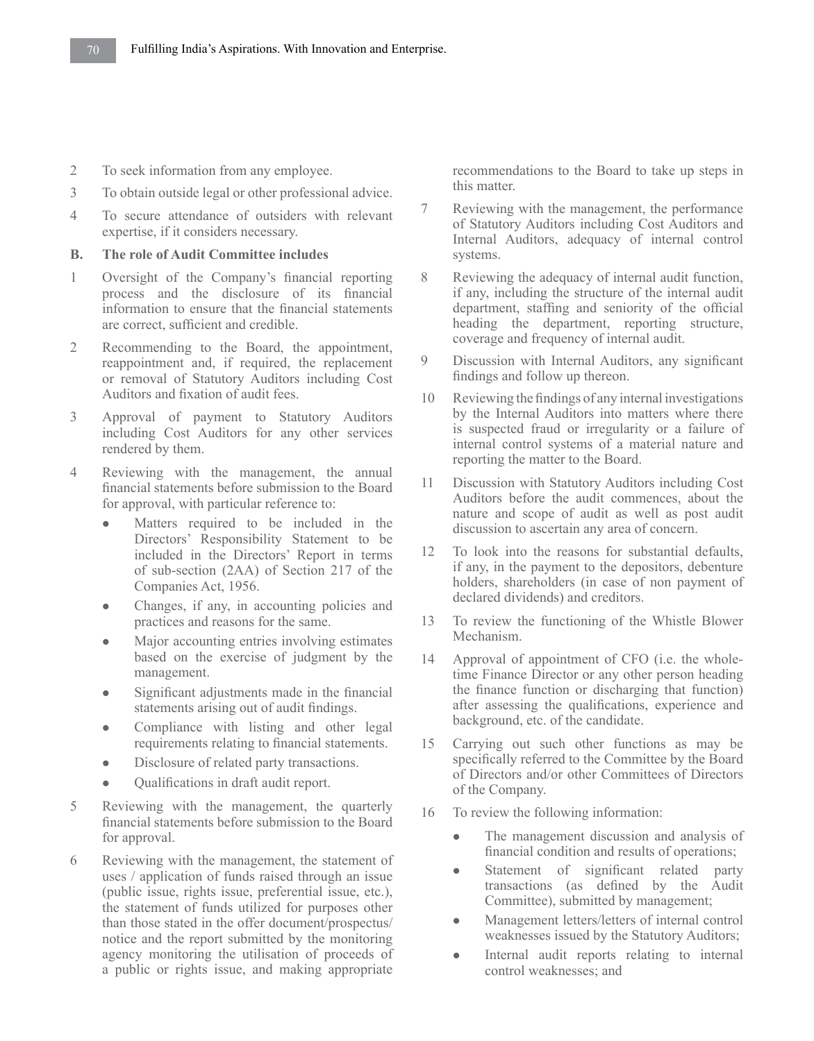2 To seek information from any employee.

3 To obtain outside legal or other professional advice.

4 To secure attendance of outsiders with relevant expertise, if it considers necessary.

**B. The role of Audit Committee includes**

1 Oversight of the Company's financial reporting process and the disclosure of its financial information to ensure that the financial statements are correct, sufficient and credible.

2 Recommending to the Board, the appointment, reappointment and, if required, the replacement or removal of Statutory Auditors including Cost Auditors and fixation of audit fees.

3 Approval of payment to Statutory Auditors including Cost Auditors for any other services rendered by them.

4 Reviewing with the management, the annual financial statements before submission to the Board for approval, with particular reference to:

- Matters required to be included in the Directors' Responsibility Statement to be included in the Directors' Report in terms of sub-section (2AA) of Section 217 of the Companies Act, 1956.
- Changes, if any, in accounting policies and practices and reasons for the same.
- Major accounting entries involving estimates based on the exercise of judgment by the management.
- Significant adjustments made in the financial statements arising out of audit findings.
- Compliance with listing and other legal requirements relating to financial statements.
- Disclosure of related party transactions.
- Qualifications in draft audit report.

5 Reviewing with the management, the quarterly financial statements before submission to the Board for approval.

6 Reviewing with the management, the statement of uses / application of funds raised through an issue (public issue, rights issue, preferential issue, etc.), the statement of funds utilized for purposes other than those stated in the offer document/prospectus/ notice and the report submitted by the monitoring agency monitoring the utilisation of proceeds of a public or rights issue, and making appropriate recommendations to the Board to take up steps in this matter.

7 Reviewing with the management, the performance of Statutory Auditors including Cost Auditors and Internal Auditors, adequacy of internal control systems.

8 Reviewing the adequacy of internal audit function, if any, including the structure of the internal audit department, staffing and seniority of the official heading the department, reporting structure, coverage and frequency of internal audit.

9 Discussion with Internal Auditors, any significant findings and follow up thereon.

10 Reviewing the findings of any internal investigations by the Internal Auditors into matters where there is suspected fraud or irregularity or a failure of internal control systems of a material nature and reporting the matter to the Board.

11 Discussion with Statutory Auditors including Cost Auditors before the audit commences, about the nature and scope of audit as well as post audit discussion to ascertain any area of concern.

12 To look into the reasons for substantial defaults, if any, in the payment to the depositors, debenture holders, shareholders (in case of non payment of declared dividends) and creditors.

13 To review the functioning of the Whistle Blower Mechanism.

14 Approval of appointment of CFO (i.e. the whole-time Finance Director or any other person heading the finance function or discharging that function) after assessing the qualifications, experience and background, etc. of the candidate.

15 Carrying out such other functions as may be specifically referred to the Committee by the Board of Directors and/or other Committees of Directors of the Company.

16 To review the following information:

- The management discussion and analysis of financial condition and results of operations;
- Statement of significant related party transactions (as defined by the Audit Committee), submitted by management;
- Management letters/letters of internal control weaknesses issued by the Statutory Auditors;
- Internal audit reports relating to internal control weaknesses; and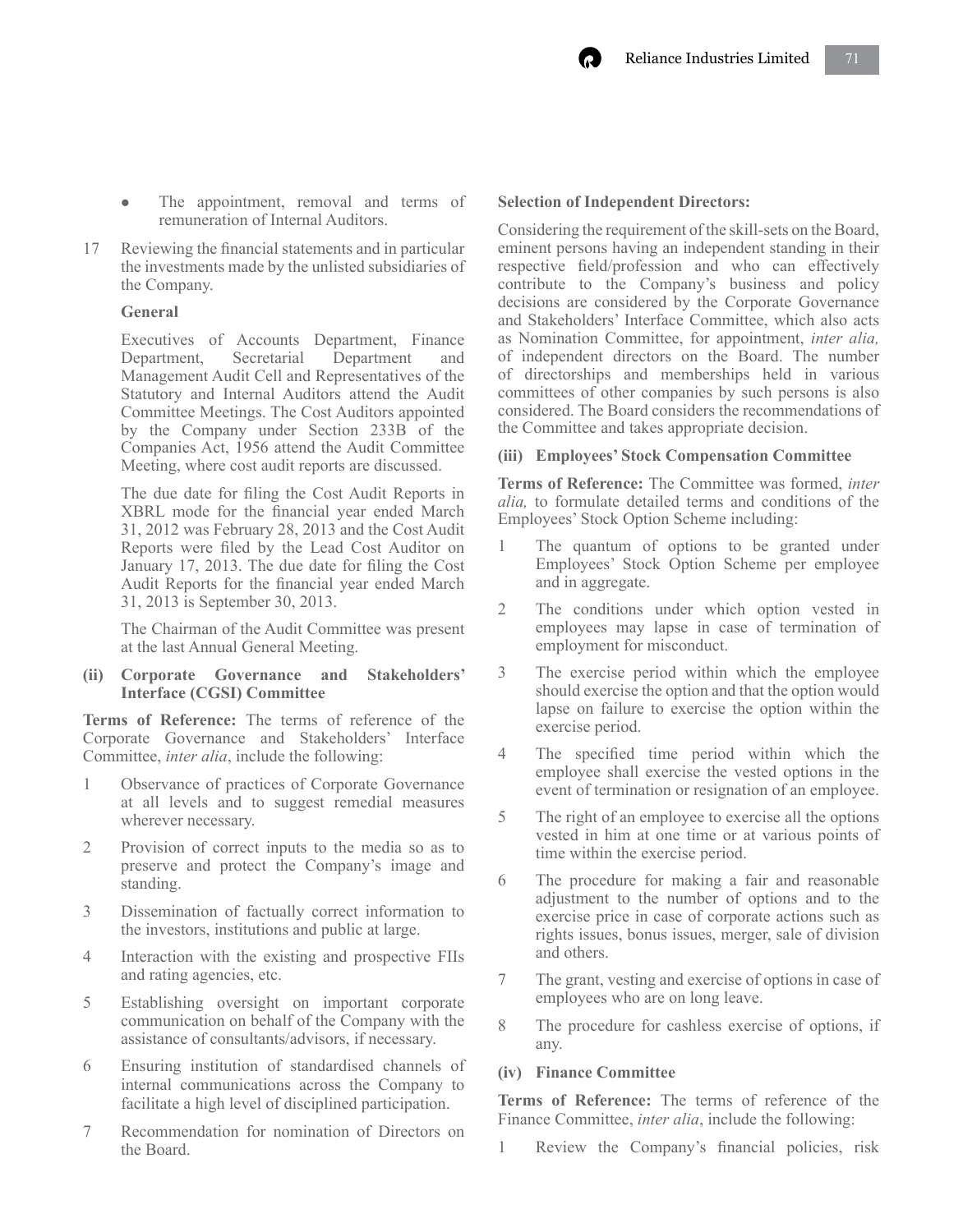- The appointment, removal and terms of remuneration of Internal Auditors.

17 Reviewing the financial statements and in particular the investments made by the unlisted subsidiaries of the Company.

**General**

Executives of Accounts Department, Finance Department, Secretarial Department and Management Audit Cell and Representatives of the Statutory and Internal Auditors attend the Audit Committee Meetings. The Cost Auditors appointed by the Company under Section 233B of the Companies Act, 1956 attend the Audit Committee Meeting, where cost audit reports are discussed.

The due date for filing the Cost Audit Reports in XBRL mode for the financial year ended March 31, 2012 was February 28, 2013 and the Cost Audit Reports were filed by the Lead Cost Auditor on January 17, 2013. The due date for filing the Cost Audit Reports for the financial year ended March 31, 2013 is September 30, 2013.

The Chairman of the Audit Committee was present at the last Annual General Meeting.

**(ii) Corporate Governance and Stakeholders' Interface (CGSI) Committee**

**Terms of Reference:** The terms of reference of the Corporate Governance and Stakeholders' Interface Committee, *inter alia*, include the following:

1 Observance of practices of Corporate Governance at all levels and to suggest remedial measures wherever necessary.

2 Provision of correct inputs to the media so as to preserve and protect the Company's image and standing.

3 Dissemination of factually correct information to the investors, institutions and public at large.

4 Interaction with the existing and prospective FIIs and rating agencies, etc.

5 Establishing oversight on important corporate communication on behalf of the Company with the assistance of consultants/advisors, if necessary.

6 Ensuring institution of standardised channels of internal communications across the Company to facilitate a high level of disciplined participation.

7 Recommendation for nomination of Directors on the Board.

**Selection of Independent Directors:**

Considering the requirement of the skill-sets on the Board, eminent persons having an independent standing in their respective field/profession and who can effectively contribute to the Company's business and policy decisions are considered by the Corporate Governance and Stakeholders' Interface Committee, which also acts as Nomination Committee, for appointment, *inter alia,* of independent directors on the Board. The number of directorships and memberships held in various committees of other companies by such persons is also considered. The Board considers the recommendations of the Committee and takes appropriate decision.

**(iii) Employees' Stock Compensation Committee**

**Terms of Reference:** The Committee was formed, *inter alia,* to formulate detailed terms and conditions of the Employees' Stock Option Scheme including:

1 The quantum of options to be granted under Employees' Stock Option Scheme per employee and in aggregate.

2 The conditions under which option vested in employees may lapse in case of termination of employment for misconduct.

3 The exercise period within which the employee should exercise the option and that the option would lapse on failure to exercise the option within the exercise period.

4 The specified time period within which the employee shall exercise the vested options in the event of termination or resignation of an employee.

5 The right of an employee to exercise all the options vested in him at one time or at various points of time within the exercise period.

6 The procedure for making a fair and reasonable adjustment to the number of options and to the exercise price in case of corporate actions such as rights issues, bonus issues, merger, sale of division and others.

7 The grant, vesting and exercise of options in case of employees who are on long leave.

8 The procedure for cashless exercise of options, if any.

**(iv) Finance Committee**

**Terms of Reference:** The terms of reference of the Finance Committee, *inter alia*, include the following:

1 Review the Company's financial policies, risk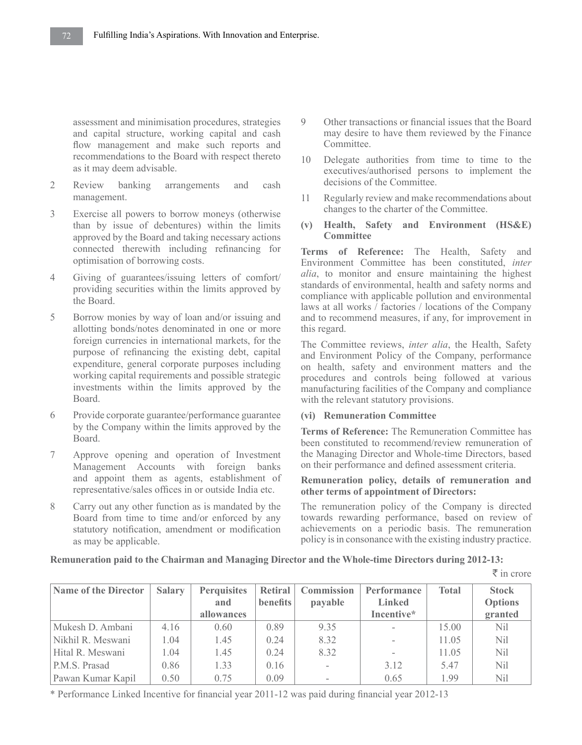assessment and minimisation procedures, strategies and capital structure, working capital and cash flow management and make such reports and recommendations to the Board with respect thereto as it may deem advisable.

2 Review banking arrangements and cash management.

3 Exercise all powers to borrow moneys (otherwise than by issue of debentures) within the limits approved by the Board and taking necessary actions connected therewith including refinancing for optimisation of borrowing costs.

4 Giving of guarantees/issuing letters of comfort/ providing securities within the limits approved by the Board.

5 Borrow monies by way of loan and/or issuing and allotting bonds/notes denominated in one or more foreign currencies in international markets, for the purpose of refinancing the existing debt, capital expenditure, general corporate purposes including working capital requirements and possible strategic investments within the limits approved by the Board.

6 Provide corporate guarantee/performance guarantee by the Company within the limits approved by the Board.

7 Approve opening and operation of Investment Management Accounts with foreign banks and appoint them as agents, establishment of representative/sales offices in or outside India etc.

8 Carry out any other function as is mandated by the Board from time to time and/or enforced by any statutory notification, amendment or modification as may be applicable.

9 Other transactions or financial issues that the Board may desire to have them reviewed by the Finance Committee.

10 Delegate authorities from time to time to the executives/authorised persons to implement the decisions of the Committee.

11 Regularly review and make recommendations about changes to the charter of the Committee.

**(v) Health, Safety and Environment (HS&E) Committee**

**Terms of Reference:** The Health, Safety and Environment Committee has been constituted, *inter alia*, to monitor and ensure maintaining the highest standards of environmental, health and safety norms and compliance with applicable pollution and environmental laws at all works / factories / locations of the Company and to recommend measures, if any, for improvement in this regard.

The Committee reviews, *inter alia*, the Health, Safety and Environment Policy of the Company, performance on health, safety and environment matters and the procedures and controls being followed at various manufacturing facilities of the Company and compliance with the relevant statutory provisions.

**(vi) Remuneration Committee**

**Terms of Reference:** The Remuneration Committee has been constituted to recommend/review remuneration of the Managing Director and Whole-time Directors, based on their performance and defined assessment criteria.

**Remuneration policy, details of remuneration and other terms of appointment of Directors:**

The remuneration policy of the Company is directed towards rewarding performance, based on review of achievements on a periodic basis. The remuneration policy is in consonance with the existing industry practice.

**Remuneration paid to the Chairman and Managing Director and the Whole-time Directors during 2012-13:**

₹ in crore

| Name of the Director | Salary | Perquisites and allowances | Retiral benefits | Commission payable | Performance Linked Incentive* | Total | Stock Options granted |
|---|---|---|---|---|---|---|---|
| Mukesh D. Ambani | 4.16 | 0.60 | 0.89 | 9.35 | - | 15.00 | Nil |
| Nikhil R. Meswani | 1.04 | 1.45 | 0.24 | 8.32 | - | 11.05 | Nil |
| Hital R. Meswani | 1.04 | 1.45 | 0.24 | 8.32 | - | 11.05 | Nil |
| P.M.S. Prasad | 0.86 | 1.33 | 0.16 | - | 3.12 | 5.47 | Nil |
| Pawan Kumar Kapil | 0.50 | 0.75 | 0.09 | - | 0.65 | 1.99 | Nil |

\* Performance Linked Incentive for financial year 2011-12 was paid during financial year 2012-13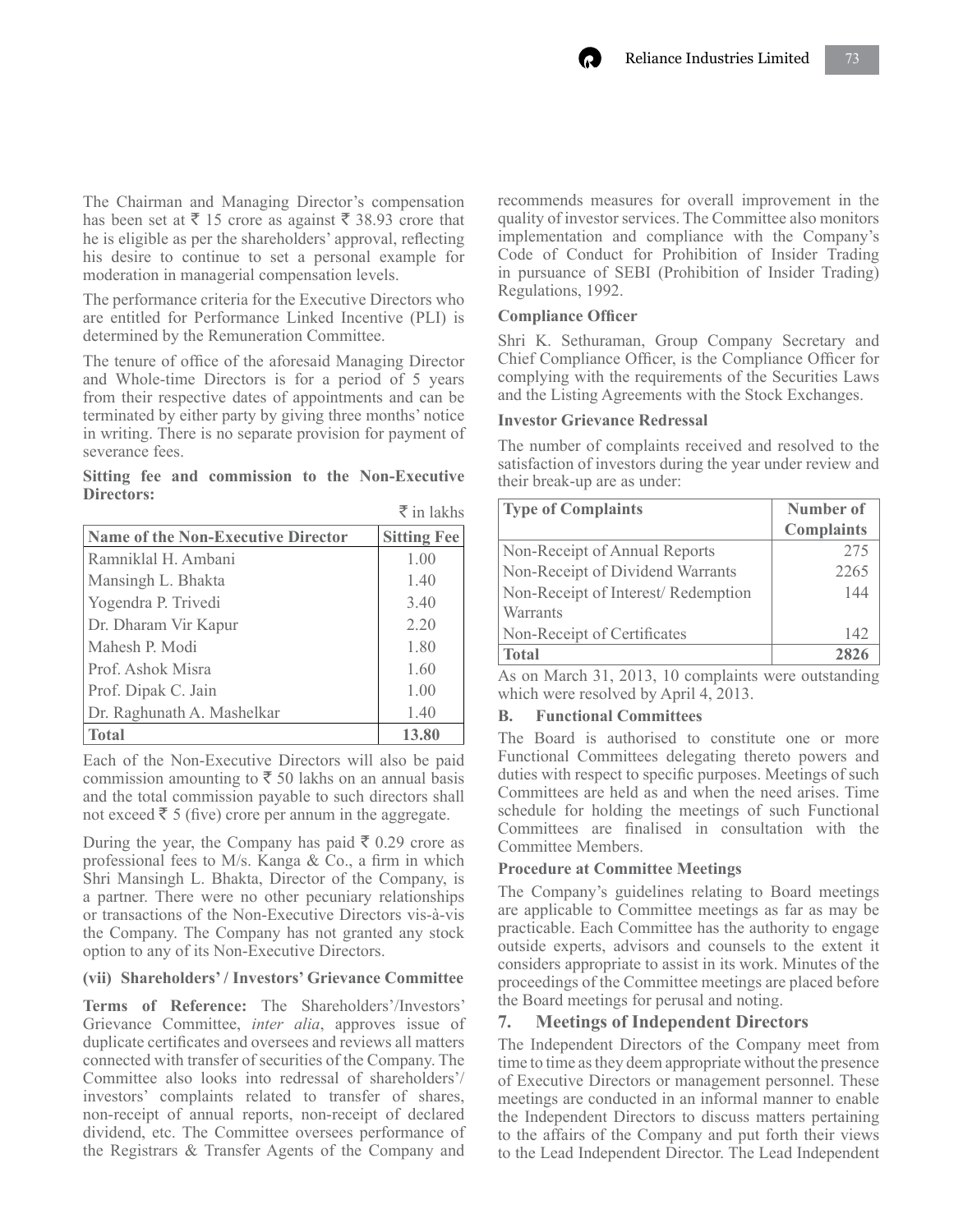The Chairman and Managing Director's compensation has been set at ₹ 15 crore as against ₹ 38.93 crore that he is eligible as per the shareholders' approval, reflecting his desire to continue to set a personal example for moderation in managerial compensation levels.

The performance criteria for the Executive Directors who are entitled for Performance Linked Incentive (PLI) is determined by the Remuneration Committee.

The tenure of office of the aforesaid Managing Director and Whole-time Directors is for a period of 5 years from their respective dates of appointments and can be terminated by either party by giving three months' notice in writing. There is no separate provision for payment of severance fees.

**Sitting fee and commission to the Non-Executive Directors:**

₹ in lakhs

| Name of the Non-Executive Director | Sitting Fee |
|---|---|
| Ramniklal H. Ambani | 1.00 |
| Mansingh L. Bhakta | 1.40 |
| Yogendra P. Trivedi | 3.40 |
| Dr. Dharam Vir Kapur | 2.20 |
| Mahesh P. Modi | 1.80 |
| Prof. Ashok Misra | 1.60 |
| Prof. Dipak C. Jain | 1.00 |
| Dr. Raghunath A. Mashelkar | 1.40 |
| **Total** | **13.80** |

Each of the Non-Executive Directors will also be paid commission amounting to ₹ 50 lakhs on an annual basis and the total commission payable to such directors shall not exceed ₹ 5 (five) crore per annum in the aggregate.

During the year, the Company has paid ₹ 0.29 crore as professional fees to M/s. Kanga & Co., a firm in which Shri Mansingh L. Bhakta, Director of the Company, is a partner. There were no other pecuniary relationships or transactions of the Non-Executive Directors vis-à-vis the Company. The Company has not granted any stock option to any of its Non-Executive Directors.

### (vii) Shareholders' / Investors' Grievance Committee

**Terms of Reference:** The Shareholders'/Investors' Grievance Committee, *inter alia*, approves issue of duplicate certificates and oversees and reviews all matters connected with transfer of securities of the Company. The Committee also looks into redressal of shareholders'/ investors' complaints related to transfer of shares, non-receipt of annual reports, non-receipt of declared dividend, etc. The Committee oversees performance of the Registrars & Transfer Agents of the Company and recommends measures for overall improvement in the quality of investor services. The Committee also monitors implementation and compliance with the Company's Code of Conduct for Prohibition of Insider Trading in pursuance of SEBI (Prohibition of Insider Trading) Regulations, 1992.

**Compliance Officer**

Shri K. Sethuraman, Group Company Secretary and Chief Compliance Officer, is the Compliance Officer for complying with the requirements of the Securities Laws and the Listing Agreements with the Stock Exchanges.

**Investor Grievance Redressal**

The number of complaints received and resolved to the satisfaction of investors during the year under review and their break-up are as under:

| Type of Complaints | Number of Complaints |
|---|---|
| Non-Receipt of Annual Reports | 275 |
| Non-Receipt of Dividend Warrants | 2265 |
| Non-Receipt of Interest/ Redemption Warrants | 144 |
| Non-Receipt of Certificates | 142 |
| **Total** | **2826** |

As on March 31, 2013, 10 complaints were outstanding which were resolved by April 4, 2013.

### B. Functional Committees

The Board is authorised to constitute one or more Functional Committees delegating thereto powers and duties with respect to specific purposes. Meetings of such Committees are held as and when the need arises. Time schedule for holding the meetings of such Functional Committees are finalised in consultation with the Committee Members.

**Procedure at Committee Meetings**

The Company's guidelines relating to Board meetings are applicable to Committee meetings as far as may be practicable. Each Committee has the authority to engage outside experts, advisors and counsels to the extent it considers appropriate to assist in its work. Minutes of the proceedings of the Committee meetings are placed before the Board meetings for perusal and noting.

## 7. Meetings of Independent Directors

The Independent Directors of the Company meet from time to time as they deem appropriate without the presence of Executive Directors or management personnel. These meetings are conducted in an informal manner to enable the Independent Directors to discuss matters pertaining to the affairs of the Company and put forth their views to the Lead Independent Director. The Lead Independent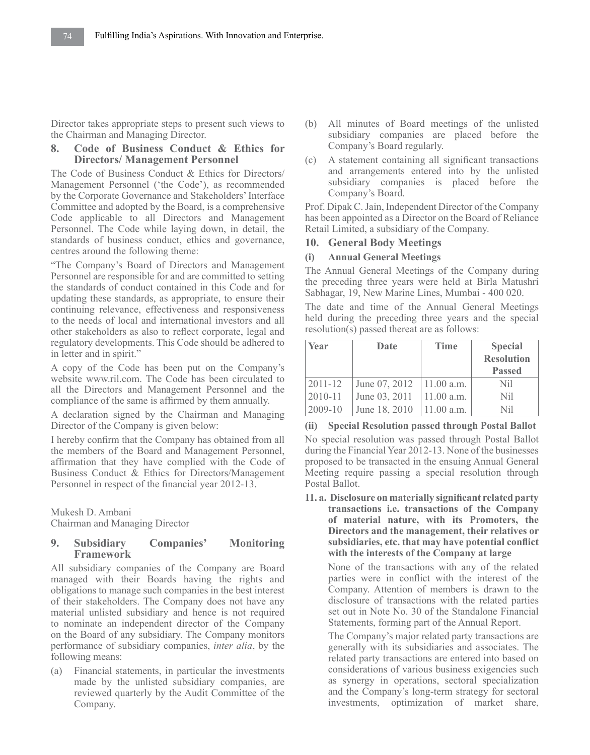Director takes appropriate steps to present such views to the Chairman and Managing Director.

## 8. Code of Business Conduct & Ethics for Directors/ Management Personnel

The Code of Business Conduct & Ethics for Directors/ Management Personnel ('the Code'), as recommended by the Corporate Governance and Stakeholders' Interface Committee and adopted by the Board, is a comprehensive Code applicable to all Directors and Management Personnel. The Code while laying down, in detail, the standards of business conduct, ethics and governance, centres around the following theme:

"The Company's Board of Directors and Management Personnel are responsible for and are committed to setting the standards of conduct contained in this Code and for updating these standards, as appropriate, to ensure their continuing relevance, effectiveness and responsiveness to the needs of local and international investors and all other stakeholders as also to reflect corporate, legal and regulatory developments. This Code should be adhered to in letter and in spirit."

A copy of the Code has been put on the Company's website www.ril.com. The Code has been circulated to all the Directors and Management Personnel and the compliance of the same is affirmed by them annually.

A declaration signed by the Chairman and Managing Director of the Company is given below:

I hereby confirm that the Company has obtained from all the members of the Board and Management Personnel, affirmation that they have complied with the Code of Business Conduct & Ethics for Directors/Management Personnel in respect of the financial year 2012-13.

Mukesh D. Ambani
Chairman and Managing Director

## 9. Subsidiary Companies' Monitoring Framework

All subsidiary companies of the Company are Board managed with their Boards having the rights and obligations to manage such companies in the best interest of their stakeholders. The Company does not have any material unlisted subsidiary and hence is not required to nominate an independent director of the Company on the Board of any subsidiary. The Company monitors performance of subsidiary companies, *inter alia*, by the following means:

(a) Financial statements, in particular the investments made by the unlisted subsidiary companies, are reviewed quarterly by the Audit Committee of the Company.

(b) All minutes of Board meetings of the unlisted subsidiary companies are placed before the Company's Board regularly.

(c) A statement containing all significant transactions and arrangements entered into by the unlisted subsidiary companies is placed before the Company's Board.

Prof. Dipak C. Jain, Independent Director of the Company has been appointed as a Director on the Board of Reliance Retail Limited, a subsidiary of the Company.

## 10. General Body Meetings

### (i) Annual General Meetings

The Annual General Meetings of the Company during the preceding three years were held at Birla Matushri Sabhagar, 19, New Marine Lines, Mumbai - 400 020.

The date and time of the Annual General Meetings held during the preceding three years and the special resolution(s) passed thereat are as follows:

| Year | Date | Time | Special Resolution Passed |
|---|---|---|---|
| 2011-12 | June 07, 2012 | 11.00 a.m. | Nil |
| 2010-11 | June 03, 2011 | 11.00 a.m. | Nil |
| 2009-10 | June 18, 2010 | 11.00 a.m. | Nil |

### (ii) Special Resolution passed through Postal Ballot

No special resolution was passed through Postal Ballot during the Financial Year 2012-13. None of the businesses proposed to be transacted in the ensuing Annual General Meeting require passing a special resolution through Postal Ballot.

**11. a. Disclosure on materially significant related party transactions i.e. transactions of the Company of material nature, with its Promoters, the Directors and the management, their relatives or subsidiaries, etc. that may have potential conflict with the interests of the Company at large**

None of the transactions with any of the related parties were in conflict with the interest of the Company. Attention of members is drawn to the disclosure of transactions with the related parties set out in Note No. 30 of the Standalone Financial Statements, forming part of the Annual Report.

The Company's major related party transactions are generally with its subsidiaries and associates. The related party transactions are entered into based on considerations of various business exigencies such as synergy in operations, sectoral specialization and the Company's long-term strategy for sectoral investments, optimization of market share,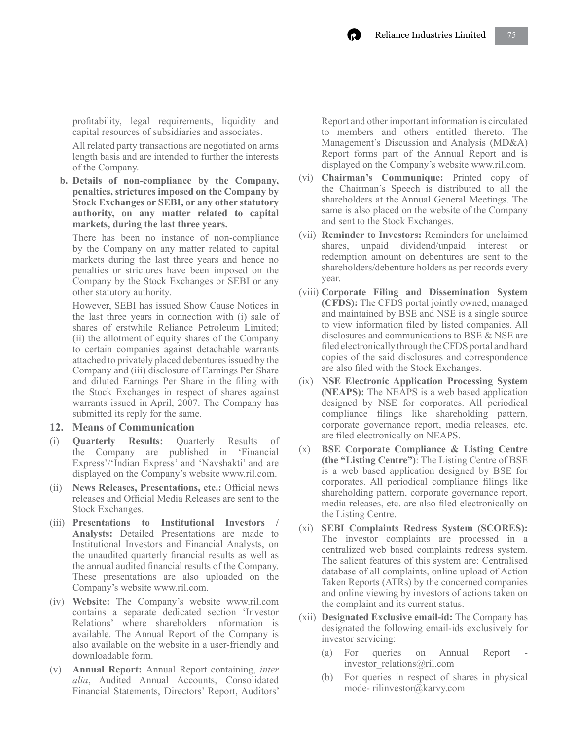profitability, legal requirements, liquidity and capital resources of subsidiaries and associates.

All related party transactions are negotiated on arms length basis and are intended to further the interests of the Company.

**b. Details of non-compliance by the Company, penalties, strictures imposed on the Company by Stock Exchanges or SEBI, or any other statutory authority, on any matter related to capital markets, during the last three years.**

There has been no instance of non-compliance by the Company on any matter related to capital markets during the last three years and hence no penalties or strictures have been imposed on the Company by the Stock Exchanges or SEBI or any other statutory authority.

However, SEBI has issued Show Cause Notices in the last three years in connection with (i) sale of shares of erstwhile Reliance Petroleum Limited; (ii) the allotment of equity shares of the Company to certain companies against detachable warrants attached to privately placed debentures issued by the Company and (iii) disclosure of Earnings Per Share and diluted Earnings Per Share in the filing with the Stock Exchanges in respect of shares against warrants issued in April, 2007. The Company has submitted its reply for the same.

## 12. Means of Communication

(i) **Quarterly Results:** Quarterly Results of the Company are published in 'Financial Express'/'Indian Express' and 'Navshakti' and are displayed on the Company's website www.ril.com.

(ii) **News Releases, Presentations, etc.:** Official news releases and Official Media Releases are sent to the Stock Exchanges.

(iii) **Presentations to Institutional Investors / Analysts:** Detailed Presentations are made to Institutional Investors and Financial Analysts, on the unaudited quarterly financial results as well as the annual audited financial results of the Company. These presentations are also uploaded on the Company's website www.ril.com.

(iv) **Website:** The Company's website www.ril.com contains a separate dedicated section 'Investor Relations' where shareholders information is available. The Annual Report of the Company is also available on the website in a user-friendly and downloadable form.

(v) **Annual Report:** Annual Report containing, *inter alia*, Audited Annual Accounts, Consolidated Financial Statements, Directors' Report, Auditors' Report and other important information is circulated to members and others entitled thereto. The Management's Discussion and Analysis (MD&A) Report forms part of the Annual Report and is displayed on the Company's website www.ril.com.

(vi) **Chairman's Communique:** Printed copy of the Chairman's Speech is distributed to all the shareholders at the Annual General Meetings. The same is also placed on the website of the Company and sent to the Stock Exchanges.

(vii) **Reminder to Investors:** Reminders for unclaimed shares, unpaid dividend/unpaid interest or redemption amount on debentures are sent to the shareholders/debenture holders as per records every year.

(viii) **Corporate Filing and Dissemination System (CFDS):** The CFDS portal jointly owned, managed and maintained by BSE and NSE is a single source to view information filed by listed companies. All disclosures and communications to BSE & NSE are filed electronically through the CFDS portal and hard copies of the said disclosures and correspondence are also filed with the Stock Exchanges.

(ix) **NSE Electronic Application Processing System (NEAPS):** The NEAPS is a web based application designed by NSE for corporates. All periodical compliance filings like shareholding pattern, corporate governance report, media releases, etc. are filed electronically on NEAPS.

(x) **BSE Corporate Compliance & Listing Centre (the "Listing Centre")**: The Listing Centre of BSE is a web based application designed by BSE for corporates. All periodical compliance filings like shareholding pattern, corporate governance report, media releases, etc. are also filed electronically on the Listing Centre.

(xi) **SEBI Complaints Redress System (SCORES):** The investor complaints are processed in a centralized web based complaints redress system. The salient features of this system are: Centralised database of all complaints, online upload of Action Taken Reports (ATRs) by the concerned companies and online viewing by investors of actions taken on the complaint and its current status.

(xii) **Designated Exclusive email-id:** The Company has designated the following email-ids exclusively for investor servicing:

(a) For queries on Annual Report - investor_relations@ril.com

(b) For queries in respect of shares in physical mode- rilinvestor@karvy.com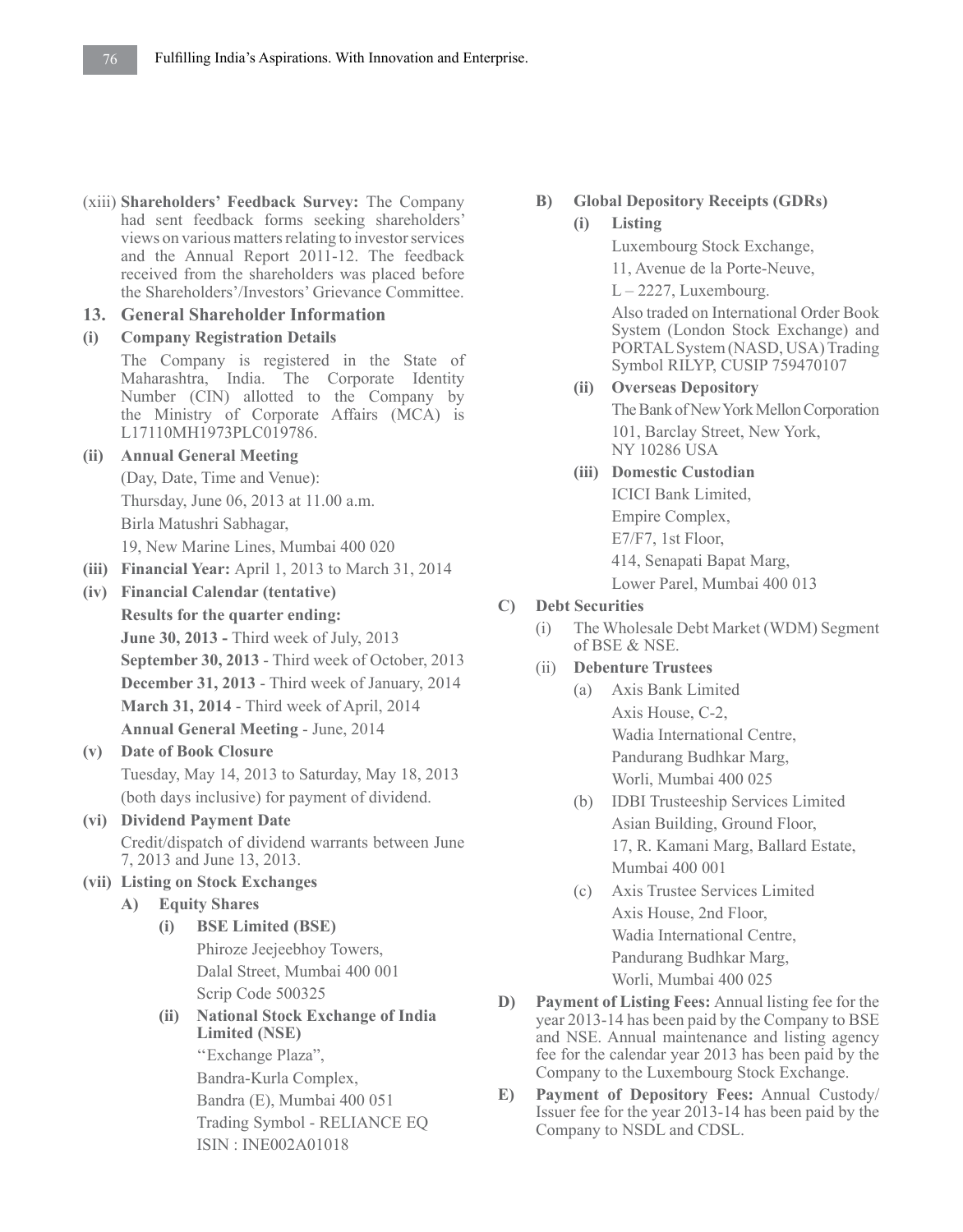(xiii) **Shareholders' Feedback Survey:** The Company had sent feedback forms seeking shareholders' views on various matters relating to investor services and the Annual Report 2011-12. The feedback received from the shareholders was placed before the Shareholders'/Investors' Grievance Committee.

## 13. General Shareholder Information

**(i) Company Registration Details**

The Company is registered in the State of Maharashtra, India. The Corporate Identity Number (CIN) allotted to the Company by the Ministry of Corporate Affairs (MCA) is L17110MH1973PLC019786.

**(ii) Annual General Meeting**

(Day, Date, Time and Venue):

Thursday, June 06, 2013 at 11.00 a.m.

Birla Matushri Sabhagar,

19, New Marine Lines, Mumbai 400 020

**(iii) Financial Year:** April 1, 2013 to March 31, 2014

**(iv) Financial Calendar (tentative)**

**Results for the quarter ending:**

**June 30, 2013 -** Third week of July, 2013

**September 30, 2013** - Third week of October, 2013

**December 31, 2013** - Third week of January, 2014

**March 31, 2014** - Third week of April, 2014

**Annual General Meeting** - June, 2014

**(v) Date of Book Closure**

Tuesday, May 14, 2013 to Saturday, May 18, 2013 (both days inclusive) for payment of dividend.

**(vi) Dividend Payment Date**

Credit/dispatch of dividend warrants between June 7, 2013 and June 13, 2013.

**(vii) Listing on Stock Exchanges**

**A) Equity Shares**

**(i) BSE Limited (BSE)**

Phiroze Jeejeebhoy Towers,
Dalal Street, Mumbai 400 001
Scrip Code 500325

**(ii) National Stock Exchange of India Limited (NSE)**

"Exchange Plaza",
Bandra-Kurla Complex,
Bandra (E), Mumbai 400 051
Trading Symbol - RELIANCE EQ
ISIN : INE002A01018

**B) Global Depository Receipts (GDRs)**

**(i) Listing**

Luxembourg Stock Exchange,
11, Avenue de la Porte-Neuve,
L – 2227, Luxembourg.

Also traded on International Order Book System (London Stock Exchange) and PORTAL System (NASD, USA) Trading Symbol RILYP, CUSIP 759470107

**(ii) Overseas Depository**

The Bank of New York Mellon Corporation
101, Barclay Street, New York,
NY 10286 USA

**(iii) Domestic Custodian**

ICICI Bank Limited,
Empire Complex,
E7/F7, 1st Floor,
414, Senapati Bapat Marg,
Lower Parel, Mumbai 400 013

**C) Debt Securities**

(i) The Wholesale Debt Market (WDM) Segment of BSE & NSE.

(ii) **Debenture Trustees**

(a) Axis Bank Limited
Axis House, C-2,
Wadia International Centre,
Pandurang Budhkar Marg,
Worli, Mumbai 400 025

(b) IDBI Trusteeship Services Limited
Asian Building, Ground Floor,
17, R. Kamani Marg, Ballard Estate,
Mumbai 400 001

(c) Axis Trustee Services Limited
Axis House, 2nd Floor,
Wadia International Centre,
Pandurang Budhkar Marg,
Worli, Mumbai 400 025

**D) Payment of Listing Fees:** Annual listing fee for the year 2013-14 has been paid by the Company to BSE and NSE. Annual maintenance and listing agency fee for the calendar year 2013 has been paid by the Company to the Luxembourg Stock Exchange.

**E) Payment of Depository Fees:** Annual Custody/ Issuer fee for the year 2013-14 has been paid by the Company to NSDL and CDSL.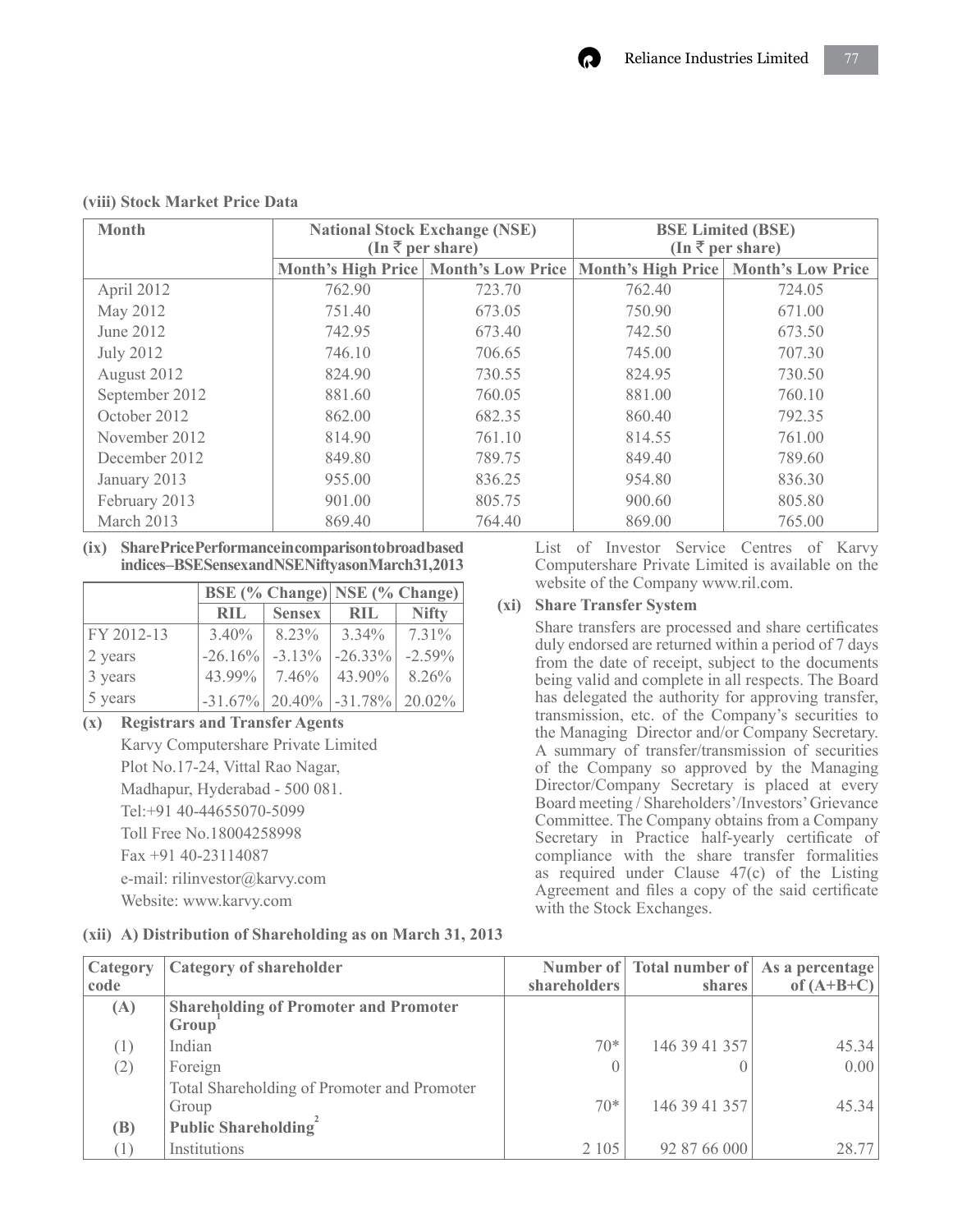### (viii) Stock Market Price Data

| Month | National Stock Exchange (NSE) (In ₹ per share) | | BSE Limited (BSE) (In ₹ per share) | |
|---|---|---|---|---|
| | Month's High Price | Month's Low Price | Month's High Price | Month's Low Price |
| April 2012 | 762.90 | 723.70 | 762.40 | 724.05 |
| May 2012 | 751.40 | 673.05 | 750.90 | 671.00 |
| June 2012 | 742.95 | 673.40 | 742.50 | 673.50 |
| July 2012 | 746.10 | 706.65 | 745.00 | 707.30 |
| August 2012 | 824.90 | 730.55 | 824.95 | 730.50 |
| September 2012 | 881.60 | 760.05 | 881.00 | 760.10 |
| October 2012 | 862.00 | 682.35 | 860.40 | 792.35 |
| November 2012 | 814.90 | 761.10 | 814.55 | 761.00 |
| December 2012 | 849.80 | 789.75 | 849.40 | 789.60 |
| January 2013 | 955.00 | 836.25 | 954.80 | 836.30 |
| February 2013 | 901.00 | 805.75 | 900.60 | 805.80 |
| March 2013 | 869.40 | 764.40 | 869.00 | 765.00 |

### (ix) Share Price Performance in comparison to broad based indices – BSE Sensex and NSE Nifty as on March 31, 2013

| | BSE (% Change) | | NSE (% Change) | |
|---|---|---|---|---|
| | RIL | Sensex | RIL | Nifty |
| FY 2012-13 | 3.40% | 8.23% | 3.34% | 7.31% |
| 2 years | -26.16% | -3.13% | -26.33% | -2.59% |
| 3 years | 43.99% | 7.46% | 43.90% | 8.26% |
| 5 years | -31.67% | 20.40% | -31.78% | 20.02% |

### (x) Registrars and Transfer Agents

Karvy Computershare Private Limited
Plot No.17-24, Vittal Rao Nagar,
Madhapur, Hyderabad - 500 081.
Tel:+91 40-44655070-5099
Toll Free No.18004258998
Fax +91 40-23114087
e-mail: rilinvestor@karvy.com
Website: www.karvy.com

List of Investor Service Centres of Karvy Computershare Private Limited is available on the website of the Company www.ril.com.

### (xi) Share Transfer System

Share transfers are processed and share certificates duly endorsed are returned within a period of 7 days from the date of receipt, subject to the documents being valid and complete in all respects. The Board has delegated the authority for approving transfer, transmission, etc. of the Company's securities to the Managing Director and/or Company Secretary. A summary of transfer/transmission of securities of the Company so approved by the Managing Director/Company Secretary is placed at every Board meeting / Shareholders'/Investors' Grievance Committee. The Company obtains from a Company Secretary in Practice half-yearly certificate of compliance with the share transfer formalities as required under Clause 47(c) of the Listing Agreement and files a copy of the said certificate with the Stock Exchanges.

### (xii) A) Distribution of Shareholding as on March 31, 2013

| Category code | Category of shareholder | Number of shareholders | Total number of shares | As a percentage of (A+B+C) |
|---|---|---|---|---|
| **(A)** | **Shareholding of Promoter and Promoter Group**[1] | | | |
| (1) | Indian | 70* | 146 39 41 357 | 45.34 |
| (2) | Foreign | 0 | 0 | 0.00 |
| | Total Shareholding of Promoter and Promoter Group | 70* | 146 39 41 357 | 45.34 |
| **(B)** | **Public Shareholding**[2] | | | |
| (1) | Institutions | 2 105 | 92 87 66 000 | 28.77 |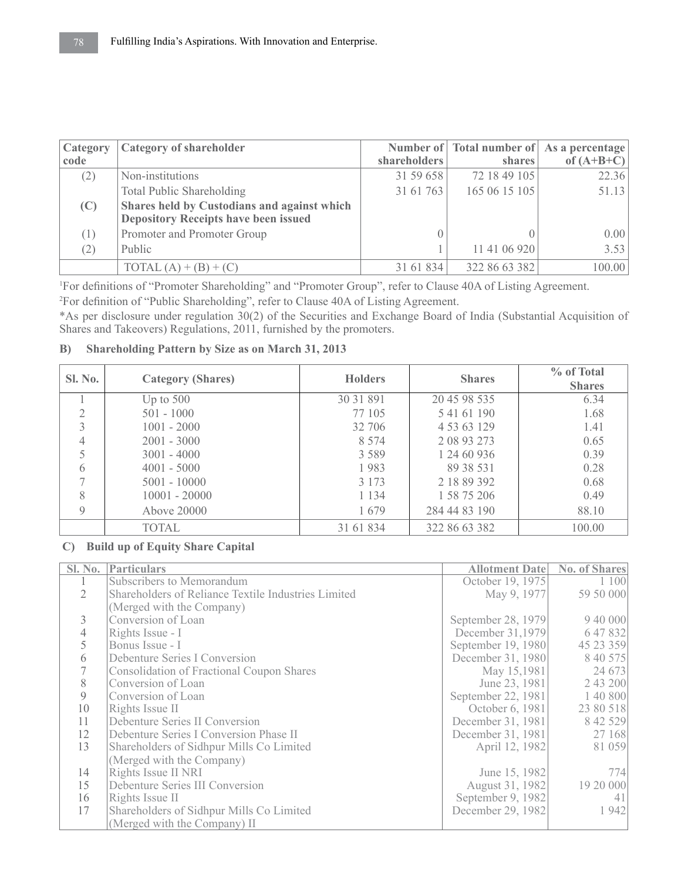| Category code | Category of shareholder | Number of shareholders | Total number of shares | As a percentage of (A+B+C) |
|---|---|---|---|---|
| (2) | Non-institutions | 31 59 658 | 72 18 49 105 | 22.36 |
| | Total Public Shareholding | 31 61 763 | 165 06 15 105 | 51.13 |
| **(C)** | **Shares held by Custodians and against which Depository Receipts have been issued** | | | |
| (1) | Promoter and Promoter Group | 0 | 0 | 0.00 |
| (2) | Public | 1 | 11 41 06 920 | 3.53 |
| | TOTAL (A) + (B) + (C) | 31 61 834 | 322 86 63 382 | 100.00 |

[1]For definitions of "Promoter Shareholding" and "Promoter Group", refer to Clause 40A of Listing Agreement.

[2]For definition of "Public Shareholding", refer to Clause 40A of Listing Agreement.

*As per disclosure under regulation 30(2) of the Securities and Exchange Board of India (Substantial Acquisition of Shares and Takeovers) Regulations, 2011, furnished by the promoters.

### B) Shareholding Pattern by Size as on March 31, 2013

| Sl. No. | Category (Shares) | Holders | Shares | % of Total Shares |
|---|---|---|---|---|
| 1 | Up to 500 | 30 31 891 | 20 45 98 535 | 6.34 |
| 2 | 501 - 1000 | 77 105 | 5 41 61 190 | 1.68 |
| 3 | 1001 - 2000 | 32 706 | 4 53 63 129 | 1.41 |
| 4 | 2001 - 3000 | 8 574 | 2 08 93 273 | 0.65 |
| 5 | 3001 - 4000 | 3 589 | 1 24 60 936 | 0.39 |
| 6 | 4001 - 5000 | 1 983 | 89 38 531 | 0.28 |
| 7 | 5001 - 10000 | 3 173 | 2 18 89 392 | 0.68 |
| 8 | 10001 - 20000 | 1 134 | 1 58 75 206 | 0.49 |
| 9 | Above 20000 | 1 679 | 284 44 83 190 | 88.10 |
| | TOTAL | 31 61 834 | 322 86 63 382 | 100.00 |

### C) Build up of Equity Share Capital

| Sl. No. | Particulars | Allotment Date | No. of Shares |
|---|---|---|---|
| 1 | Subscribers to Memorandum | October 19, 1975 | 1 100 |
| 2 | Shareholders of Reliance Textile Industries Limited (Merged with the Company) | May 9, 1977 | 59 50 000 |
| 3 | Conversion of Loan | September 28, 1979 | 9 40 000 |
| 4 | Rights Issue - I | December 31,1979 | 6 47 832 |
| 5 | Bonus Issue - I | September 19, 1980 | 45 23 359 |
| 6 | Debenture Series I Conversion | December 31, 1980 | 8 40 575 |
| 7 | Consolidation of Fractional Coupon Shares | May 15,1981 | 24 673 |
| 8 | Conversion of Loan | June 23, 1981 | 2 43 200 |
| 9 | Conversion of Loan | September 22, 1981 | 1 40 800 |
| 10 | Rights Issue II | October 6, 1981 | 23 80 518 |
| 11 | Debenture Series II Conversion | December 31, 1981 | 8 42 529 |
| 12 | Debenture Series I Conversion Phase II | December 31, 1981 | 27 168 |
| 13 | Shareholders of Sidhpur Mills Co Limited (Merged with the Company) | April 12, 1982 | 81 059 |
| 14 | Rights Issue II NRI | June 15, 1982 | 774 |
| 15 | Debenture Series III Conversion | August 31, 1982 | 19 20 000 |
| 16 | Rights Issue II | September 9, 1982 | 41 |
| 17 | Shareholders of Sidhpur Mills Co Limited (Merged with the Company) II | December 29, 1982 | 1 942 |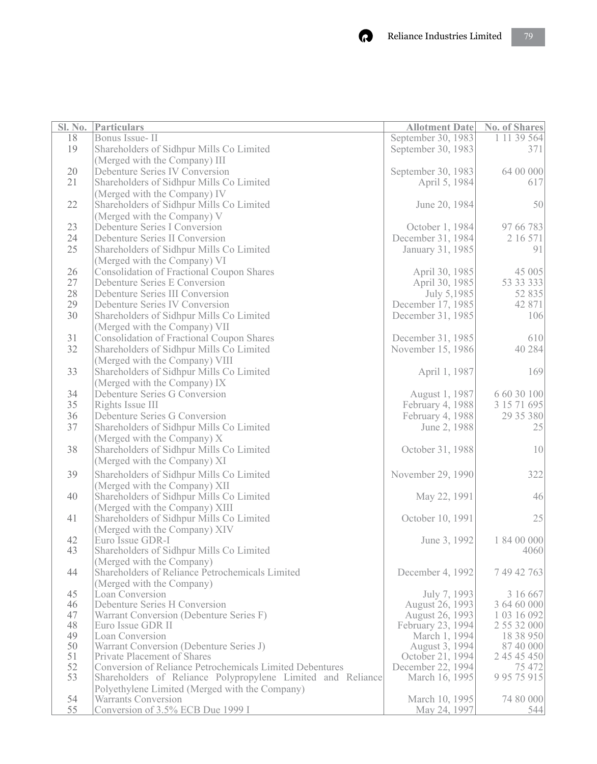| Sl. No. | Particulars | Allotment Date | No. of Shares |
|---|---|---|---|
| 18 | Bonus Issue- II | September 30, 1983 | 1 11 39 564 |
| 19 | Shareholders of Sidhpur Mills Co Limited (Merged with the Company) III | September 30, 1983 | 371 |
| 20 | Debenture Series IV Conversion | September 30, 1983 | 64 00 000 |
| 21 | Shareholders of Sidhpur Mills Co Limited (Merged with the Company) IV | April 5, 1984 | 617 |
| 22 | Shareholders of Sidhpur Mills Co Limited (Merged with the Company) V | June 20, 1984 | 50 |
| 23 | Debenture Series I Conversion | October 1, 1984 | 97 66 783 |
| 24 | Debenture Series II Conversion | December 31, 1984 | 2 16 571 |
| 25 | Shareholders of Sidhpur Mills Co Limited (Merged with the Company) VI | January 31, 1985 | 91 |
| 26 | Consolidation of Fractional Coupon Shares | April 30, 1985 | 45 005 |
| 27 | Debenture Series E Conversion | April 30, 1985 | 53 33 333 |
| 28 | Debenture Series III Conversion | July 5,1985 | 52 835 |
| 29 | Debenture Series IV Conversion | December 17, 1985 | 42 871 |
| 30 | Shareholders of Sidhpur Mills Co Limited (Merged with the Company) VII | December 31, 1985 | 106 |
| 31 | Consolidation of Fractional Coupon Shares | December 31, 1985 | 610 |
| 32 | Shareholders of Sidhpur Mills Co Limited (Merged with the Company) VIII | November 15, 1986 | 40 284 |
| 33 | Shareholders of Sidhpur Mills Co Limited (Merged with the Company) IX | April 1, 1987 | 169 |
| 34 | Debenture Series G Conversion | August 1, 1987 | 6 60 30 100 |
| 35 | Rights Issue III | February 4, 1988 | 3 15 71 695 |
| 36 | Debenture Series G Conversion | February 4, 1988 | 29 35 380 |
| 37 | Shareholders of Sidhpur Mills Co Limited (Merged with the Company) X | June 2, 1988 | 25 |
| 38 | Shareholders of Sidhpur Mills Co Limited (Merged with the Company) XI | October 31, 1988 | 10 |
| 39 | Shareholders of Sidhpur Mills Co Limited (Merged with the Company) XII | November 29, 1990 | 322 |
| 40 | Shareholders of Sidhpur Mills Co Limited (Merged with the Company) XIII | May 22, 1991 | 46 |
| 41 | Shareholders of Sidhpur Mills Co Limited (Merged with the Company) XIV | October 10, 1991 | 25 |
| 42 | Euro Issue GDR-I | June 3, 1992 | 1 84 00 000 |
| 43 | Shareholders of Sidhpur Mills Co Limited (Merged with the Company) | | 4060 |
| 44 | Shareholders of Reliance Petrochemicals Limited (Merged with the Company) | December 4, 1992 | 7 49 42 763 |
| 45 | Loan Conversion | July 7, 1993 | 3 16 667 |
| 46 | Debenture Series H Conversion | August 26, 1993 | 3 64 60 000 |
| 47 | Warrant Conversion (Debenture Series F) | August 26, 1993 | 1 03 16 092 |
| 48 | Euro Issue GDR II | February 23, 1994 | 2 55 32 000 |
| 49 | Loan Conversion | March 1, 1994 | 18 38 950 |
| 50 | Warrant Conversion (Debenture Series J) | August 3, 1994 | 87 40 000 |
| 51 | Private Placement of Shares | October 21, 1994 | 2 45 45 450 |
| 52 | Conversion of Reliance Petrochemicals Limited Debentures | December 22, 1994 | 75 472 |
| 53 | Shareholders of Reliance Polypropylene Limited and Reliance Polyethylene Limited (Merged with the Company) | March 16, 1995 | 9 95 75 915 |
| 54 | Warrants Conversion | March 10, 1995 | 74 80 000 |
| 55 | Conversion of 3.5% ECB Due 1999 I | May 24, 1997 | 544 |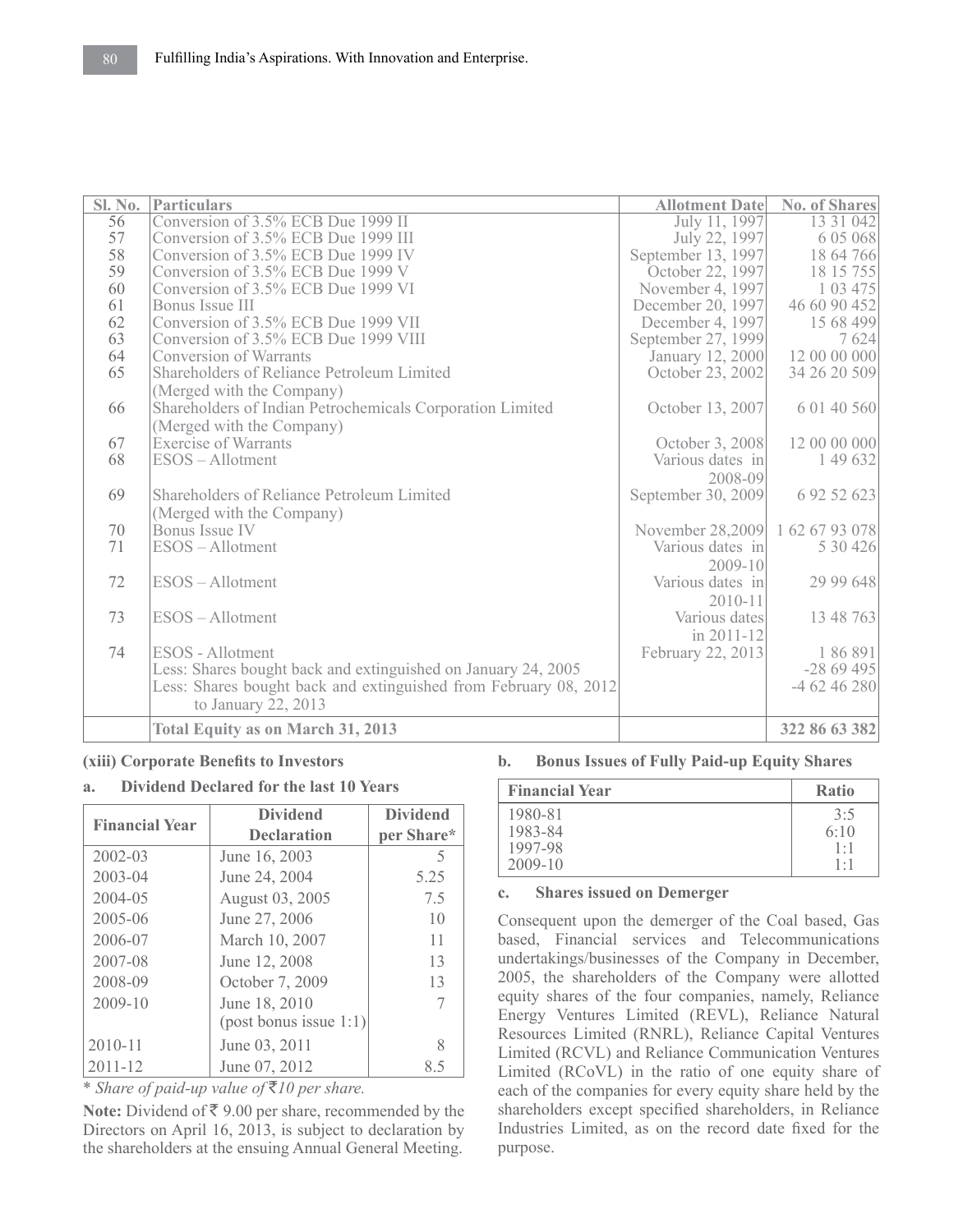| Sl. No. | Particulars | Allotment Date | No. of Shares |
|---|---|---|---|
| 56 | Conversion of 3.5% ECB Due 1999 II | July 11, 1997 | 13 31 042 |
| 57 | Conversion of 3.5% ECB Due 1999 III | July 22, 1997 | 6 05 068 |
| 58 | Conversion of 3.5% ECB Due 1999 IV | September 13, 1997 | 18 64 766 |
| 59 | Conversion of 3.5% ECB Due 1999 V | October 22, 1997 | 18 15 755 |
| 60 | Conversion of 3.5% ECB Due 1999 VI | November 4, 1997 | 1 03 475 |
| 61 | Bonus Issue III | December 20, 1997 | 46 60 90 452 |
| 62 | Conversion of 3.5% ECB Due 1999 VII | December 4, 1997 | 15 68 499 |
| 63 | Conversion of 3.5% ECB Due 1999 VIII | September 27, 1999 | 7 624 |
| 64 | Conversion of Warrants | January 12, 2000 | 12 00 00 000 |
| 65 | Shareholders of Reliance Petroleum Limited (Merged with the Company) | October 23, 2002 | 34 26 20 509 |
| 66 | Shareholders of Indian Petrochemicals Corporation Limited (Merged with the Company) | October 13, 2007 | 6 01 40 560 |
| 67 | Exercise of Warrants | October 3, 2008 | 12 00 00 000 |
| 68 | ESOS – Allotment | Various dates in 2008-09 | 1 49 632 |
| 69 | Shareholders of Reliance Petroleum Limited (Merged with the Company) | September 30, 2009 | 6 92 52 623 |
| 70 | Bonus Issue IV | November 28,2009 | 1 62 67 93 078 |
| 71 | ESOS – Allotment | Various dates in 2009-10 | 5 30 426 |
| 72 | ESOS – Allotment | Various dates in 2010-11 | 29 99 648 |
| 73 | ESOS – Allotment | Various dates in 2011-12 | 13 48 763 |
| 74 | ESOS - Allotment | February 22, 2013 | 1 86 891 |
| | Less: Shares bought back and extinguished on January 24, 2005 | | -28 69 495 |
| | Less: Shares bought back and extinguished from February 08, 2012 to January 22, 2013 | | -4 62 46 280 |
| | **Total Equity as on March 31, 2013** | | **322 86 63 382** |

**(xiii) Corporate Benefits to Investors**

**a. Dividend Declared for the last 10 Years**

| Financial Year | Dividend Declaration | Dividend per Share* |
|---|---|---|
| 2002-03 | June 16, 2003 | 5 |
| 2003-04 | June 24, 2004 | 5.25 |
| 2004-05 | August 03, 2005 | 7.5 |
| 2005-06 | June 27, 2006 | 10 |
| 2006-07 | March 10, 2007 | 11 |
| 2007-08 | June 12, 2008 | 13 |
| 2008-09 | October 7, 2009 | 13 |
| 2009-10 | June 18, 2010 (post bonus issue 1:1) | 7 |
| 2010-11 | June 03, 2011 | 8 |
| 2011-12 | June 07, 2012 | 8.5 |

*\* Share of paid-up value of ₹10 per share.*

**Note:** Dividend of ₹ 9.00 per share, recommended by the Directors on April 16, 2013, is subject to declaration by the shareholders at the ensuing Annual General Meeting.

**b. Bonus Issues of Fully Paid-up Equity Shares**

| Financial Year | Ratio |
|---|---|
| 1980-81 | 3:5 |
| 1983-84 | 6:10 |
| 1997-98 | 1:1 |
| 2009-10 | 1:1 |

**c. Shares issued on Demerger**

Consequent upon the demerger of the Coal based, Gas based, Financial services and Telecommunications undertakings/businesses of the Company in December, 2005, the shareholders of the Company were allotted equity shares of the four companies, namely, Reliance Energy Ventures Limited (REVL), Reliance Natural Resources Limited (RNRL), Reliance Capital Ventures Limited (RCVL) and Reliance Communication Ventures Limited (RCoVL) in the ratio of one equity share of each of the companies for every equity share held by the shareholders except specified shareholders, in Reliance Industries Limited, as on the record date fixed for the purpose.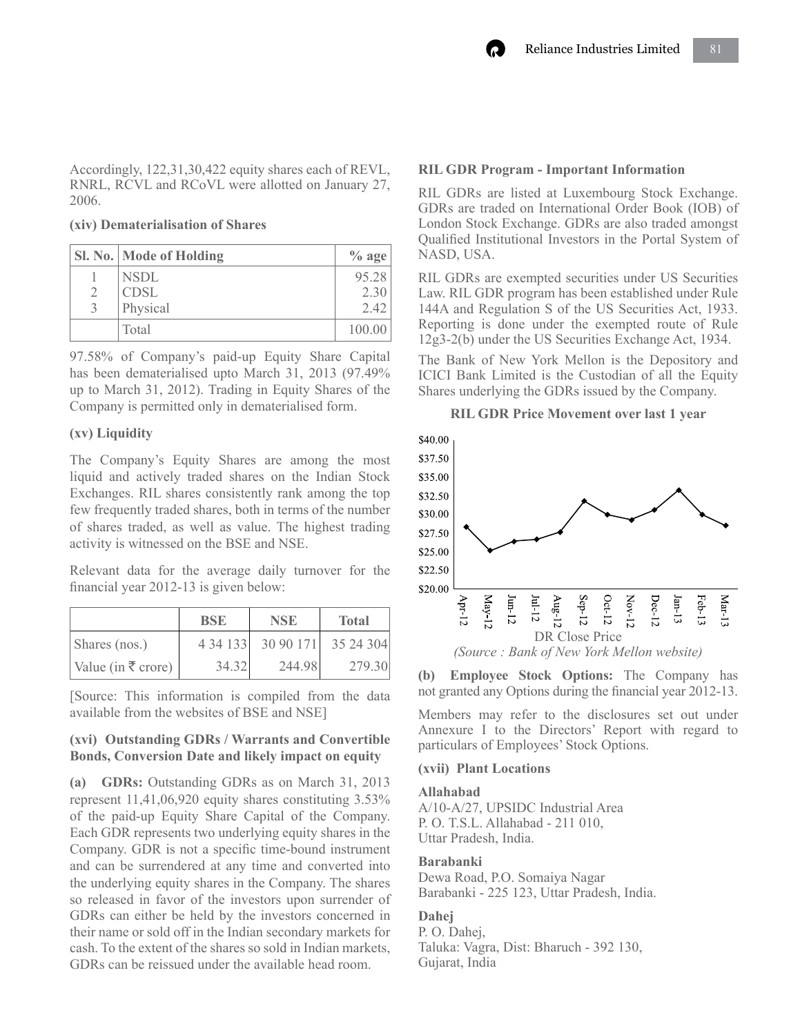Accordingly, 122,31,30,422 equity shares each of REVL, RNRL, RCVL and RCoVL were allotted on January 27, 2006.

**(xiv) Dematerialisation of Shares**

| Sl. No. | Mode of Holding | % age |
|---|---|---|
| 1 | NSDL | 95.28 |
| 2 | CDSL | 2.30 |
| 3 | Physical | 2.42 |
| | Total | 100.00 |

97.58% of Company's paid-up Equity Share Capital has been dematerialised upto March 31, 2013 (97.49% up to March 31, 2012). Trading in Equity Shares of the Company is permitted only in dematerialised form.

**(xv) Liquidity**

The Company's Equity Shares are among the most liquid and actively traded shares on the Indian Stock Exchanges. RIL shares consistently rank among the top few frequently traded shares, both in terms of the number of shares traded, as well as value. The highest trading activity is witnessed on the BSE and NSE.

Relevant data for the average daily turnover for the financial year 2012-13 is given below:

| | BSE | NSE | Total |
|---|---|---|---|
| Shares (nos.) | 4 34 133 | 30 90 171 | 35 24 304 |
| Value (in ₹ crore) | 34.32 | 244.98 | 279.30 |

[Source: This information is compiled from the data available from the websites of BSE and NSE]

**(xvi) Outstanding GDRs / Warrants and Convertible Bonds, Conversion Date and likely impact on equity**

**(a) GDRs:** Outstanding GDRs as on March 31, 2013 represent 11,41,06,920 equity shares constituting 3.53% of the paid-up Equity Share Capital of the Company. Each GDR represents two underlying equity shares in the Company. GDR is not a specific time-bound instrument and can be surrendered at any time and converted into the underlying equity shares in the Company. The shares so released in favor of the investors upon surrender of GDRs can either be held by the investors concerned in their name or sold off in the Indian secondary markets for cash. To the extent of the shares so sold in Indian markets, GDRs can be reissued under the available head room.

**RIL GDR Program - Important Information**

RIL GDRs are listed at Luxembourg Stock Exchange. GDRs are traded on International Order Book (IOB) of London Stock Exchange. GDRs are also traded amongst Qualified Institutional Investors in the Portal System of NASD, USA.

RIL GDRs are exempted securities under US Securities Law. RIL GDR program has been established under Rule 144A and Regulation S of the US Securities Act, 1933. Reporting is done under the exempted route of Rule 12g3-2(b) under the US Securities Exchange Act, 1934.

The Bank of New York Mellon is the Depository and ICICI Bank Limited is the Custodian of all the Equity Shares underlying the GDRs issued by the Company.

**RIL GDR Price Movement over last 1 year**

DR Close Price

*(Source : Bank of New York Mellon website)*

**(b) Employee Stock Options:** The Company has not granted any Options during the financial year 2012-13.

Members may refer to the disclosures set out under Annexure I to the Directors' Report with regard to particulars of Employees' Stock Options.

**(xvii) Plant Locations**

**Allahabad**
A/10-A/27, UPSIDC Industrial Area
P. O. T.S.L. Allahabad - 211 010,
Uttar Pradesh, India.

**Barabanki**
Dewa Road, P.O. Somaiya Nagar
Barabanki - 225 123, Uttar Pradesh, India.

**Dahej**
P. O. Dahej,
Taluka: Vagra, Dist: Bharuch - 392 130,
Gujarat, India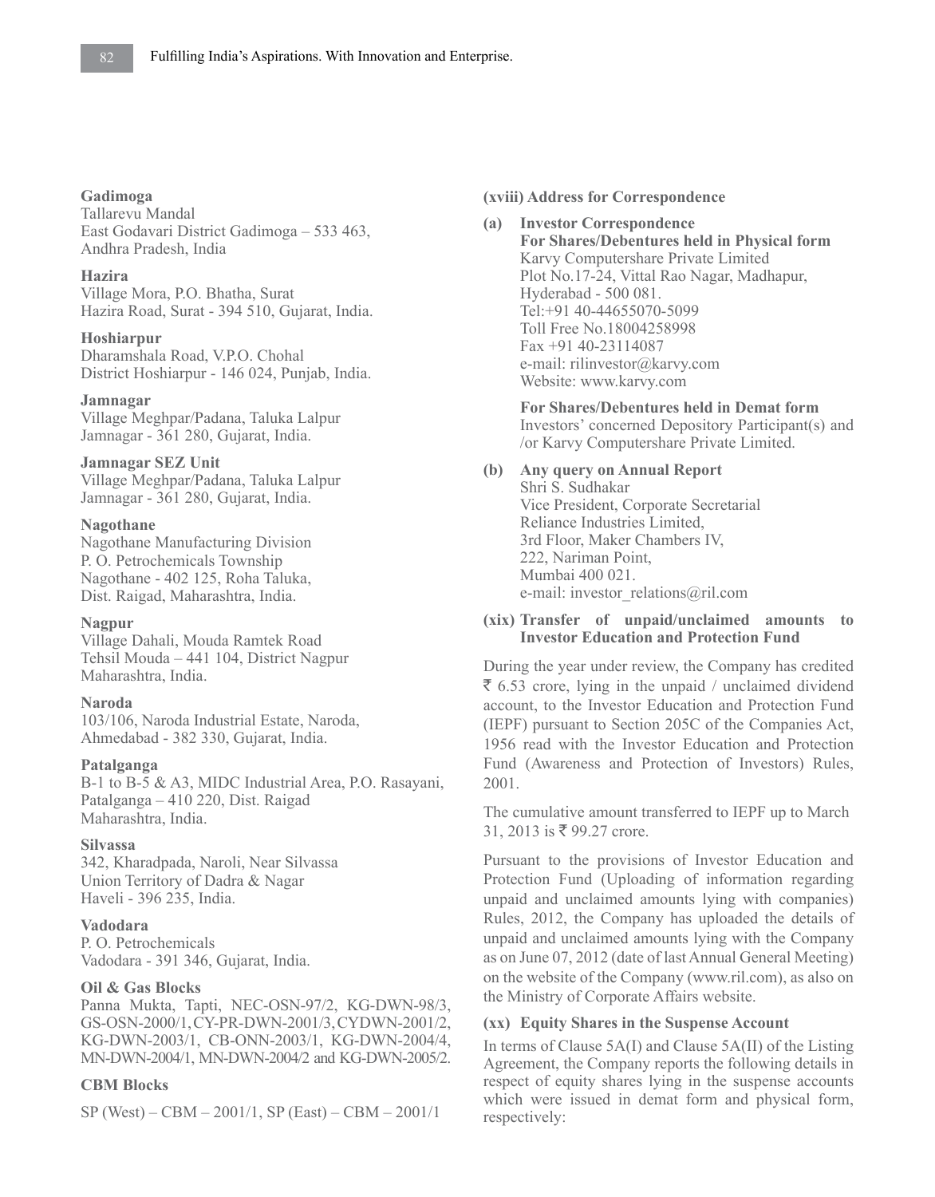**Gadimoga**
Tallarevu Mandal
East Godavari District Gadimoga – 533 463,
Andhra Pradesh, India

**Hazira**
Village Mora, P.O. Bhatha, Surat
Hazira Road, Surat - 394 510, Gujarat, India.

**Hoshiarpur**
Dharamshala Road, V.P.O. Chohal
District Hoshiarpur - 146 024, Punjab, India.

**Jamnagar**
Village Meghpar/Padana, Taluka Lalpur
Jamnagar - 361 280, Gujarat, India.

**Jamnagar SEZ Unit**
Village Meghpar/Padana, Taluka Lalpur
Jamnagar - 361 280, Gujarat, India.

**Nagothane**
Nagothane Manufacturing Division
P. O. Petrochemicals Township
Nagothane - 402 125, Roha Taluka,
Dist. Raigad, Maharashtra, India.

**Nagpur**
Village Dahali, Mouda Ramtek Road
Tehsil Mouda – 441 104, District Nagpur
Maharashtra, India.

**Naroda**
103/106, Naroda Industrial Estate, Naroda,
Ahmedabad - 382 330, Gujarat, India.

**Patalganga**
B-1 to B-5 & A3, MIDC Industrial Area, P.O. Rasayani,
Patalganga – 410 220, Dist. Raigad
Maharashtra, India.

**Silvassa**
342, Kharadpada, Naroli, Near Silvassa
Union Territory of Dadra & Nagar
Haveli - 396 235, India.

**Vadodara**
P. O. Petrochemicals
Vadodara - 391 346, Gujarat, India.

**Oil & Gas Blocks**
Panna Mukta, Tapti, NEC-OSN-97/2, KG-DWN-98/3, GS-OSN-2000/1, CY-PR-DWN-2001/3, CYDWN-2001/2, KG-DWN-2003/1, CB-ONN-2003/1, KG-DWN-2004/4, MN-DWN-2004/1, MN-DWN-2004/2 and KG-DWN-2005/2.

**CBM Blocks**

SP (West) – CBM – 2001/1, SP (East) – CBM – 2001/1

**(xviii) Address for Correspondence**

**(a) Investor Correspondence**

**For Shares/Debentures held in Physical form**
Karvy Computershare Private Limited
Plot No.17-24, Vittal Rao Nagar, Madhapur,
Hyderabad - 500 081.
Tel:+91 40-44655070-5099
Toll Free No.18004258998
Fax +91 40-23114087
e-mail: rilinvestor@karvy.com
Website: www.karvy.com

**For Shares/Debentures held in Demat form**
Investors' concerned Depository Participant(s) and /or Karvy Computershare Private Limited.

**(b) Any query on Annual Report**
Shri S. Sudhakar
Vice President, Corporate Secretarial
Reliance Industries Limited,
3rd Floor, Maker Chambers IV,
222, Nariman Point,
Mumbai 400 021.
e-mail: investor_relations@ril.com

**(xix) Transfer of unpaid/unclaimed amounts to Investor Education and Protection Fund**

During the year under review, the Company has credited ₹ 6.53 crore, lying in the unpaid / unclaimed dividend account, to the Investor Education and Protection Fund (IEPF) pursuant to Section 205C of the Companies Act, 1956 read with the Investor Education and Protection Fund (Awareness and Protection of Investors) Rules, 2001.

The cumulative amount transferred to IEPF up to March 31, 2013 is ₹ 99.27 crore.

Pursuant to the provisions of Investor Education and Protection Fund (Uploading of information regarding unpaid and unclaimed amounts lying with companies) Rules, 2012, the Company has uploaded the details of unpaid and unclaimed amounts lying with the Company as on June 07, 2012 (date of last Annual General Meeting) on the website of the Company (www.ril.com), as also on the Ministry of Corporate Affairs website.

**(xx) Equity Shares in the Suspense Account**

In terms of Clause 5A(I) and Clause 5A(II) of the Listing Agreement, the Company reports the following details in respect of equity shares lying in the suspense accounts which were issued in demat form and physical form, respectively: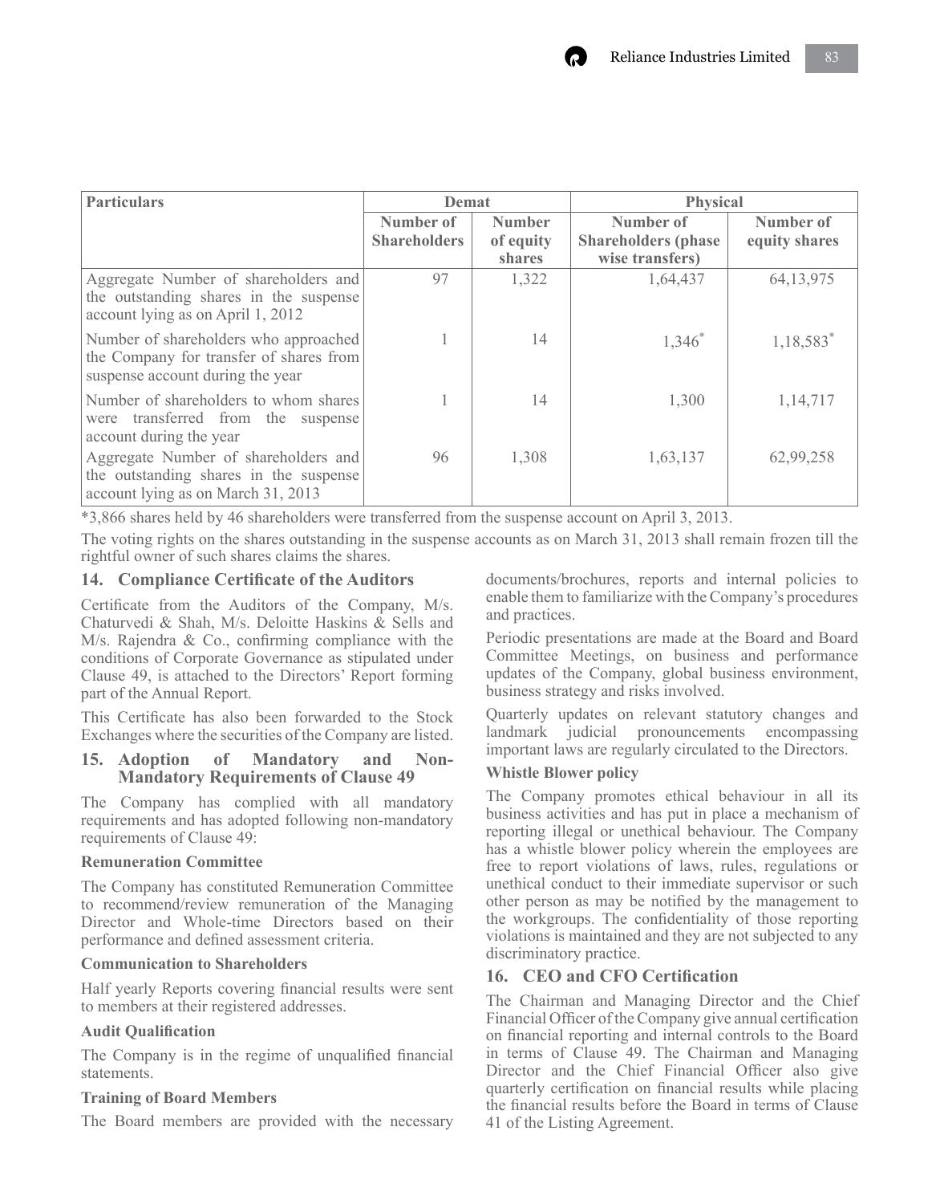| Particulars | Demat | | Physical | |
|---|---|---|---|---|
| | Number of Shareholders | Number of equity shares | Number of Shareholders (phase wise transfers) | Number of equity shares |
| Aggregate Number of shareholders and the outstanding shares in the suspense account lying as on April 1, 2012 | 97 | 1,322 | 1,64,437 | 64,13,975 |
| Number of shareholders who approached the Company for transfer of shares from suspense account during the year | 1 | 14 | 1,346* | 1,18,583* |
| Number of shareholders to whom shares were transferred from the suspense account during the year | 1 | 14 | 1,300 | 1,14,717 |
| Aggregate Number of shareholders and the outstanding shares in the suspense account lying as on March 31, 2013 | 96 | 1,308 | 1,63,137 | 62,99,258 |

*3,866 shares held by 46 shareholders were transferred from the suspense account on April 3, 2013.

The voting rights on the shares outstanding in the suspense accounts as on March 31, 2013 shall remain frozen till the rightful owner of such shares claims the shares.

## 14. Compliance Certificate of the Auditors

Certificate from the Auditors of the Company, M/s. Chaturvedi & Shah, M/s. Deloitte Haskins & Sells and M/s. Rajendra & Co., confirming compliance with the conditions of Corporate Governance as stipulated under Clause 49, is attached to the Directors' Report forming part of the Annual Report.

This Certificate has also been forwarded to the Stock Exchanges where the securities of the Company are listed.

## 15. Adoption of Mandatory and Non-Mandatory Requirements of Clause 49

The Company has complied with all mandatory requirements and has adopted following non-mandatory requirements of Clause 49:

**Remuneration Committee**

The Company has constituted Remuneration Committee to recommend/review remuneration of the Managing Director and Whole-time Directors based on their performance and defined assessment criteria.

**Communication to Shareholders**

Half yearly Reports covering financial results were sent to members at their registered addresses.

**Audit Qualification**

The Company is in the regime of unqualified financial statements.

**Training of Board Members**

The Board members are provided with the necessary documents/brochures, reports and internal policies to enable them to familiarize with the Company's procedures and practices.

Periodic presentations are made at the Board and Board Committee Meetings, on business and performance updates of the Company, global business environment, business strategy and risks involved.

Quarterly updates on relevant statutory changes and landmark judicial pronouncements encompassing important laws are regularly circulated to the Directors.

**Whistle Blower policy**

The Company promotes ethical behaviour in all its business activities and has put in place a mechanism of reporting illegal or unethical behaviour. The Company has a whistle blower policy wherein the employees are free to report violations of laws, rules, regulations or unethical conduct to their immediate supervisor or such other person as may be notified by the management to the workgroups. The confidentiality of those reporting violations is maintained and they are not subjected to any discriminatory practice.

## 16. CEO and CFO Certification

The Chairman and Managing Director and the Chief Financial Officer of the Company give annual certification on financial reporting and internal controls to the Board in terms of Clause 49. The Chairman and Managing Director and the Chief Financial Officer also give quarterly certification on financial results while placing the financial results before the Board in terms of Clause 41 of the Listing Agreement.